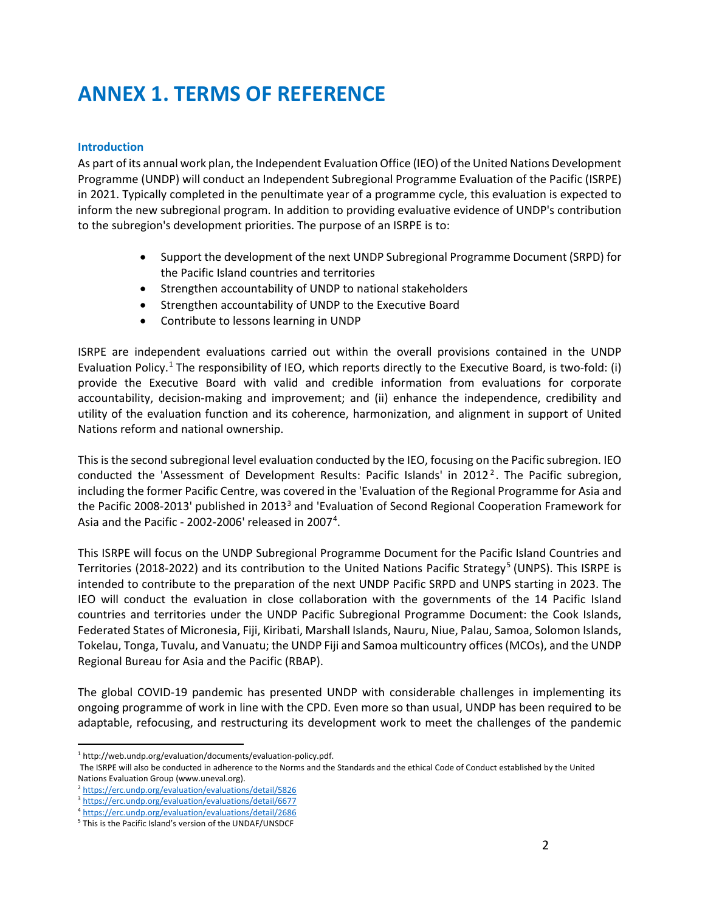# ANNEX 1. TERMS OF REFERENCE

### Introduction

As part of its annual work plan, the Independent Evaluation Office (IEO) of the United Nations Development Programme (UNDP) will conduct an Independent Subregional Programme Evaluation of the Pacific (ISRPE) in 2021. Typically completed in the penultimate year of a programme cycle, this evaluation is expected to inform the new subregional program. In addition to providing evaluative evidence of UNDP's contribution to the subregion's development priorities. The purpose of an ISRPE is to:

- Support the development of the next UNDP Subregional Programme Document (SRPD) for the Pacific Island countries and territories
- Strengthen accountability of UNDP to national stakeholders
- Strengthen accountability of UNDP to the Executive Board
- Contribute to lessons learning in UNDP

ISRPE are independent evaluations carried out within the overall provisions contained in the UNDP Evaluation Policy.[1] The responsibility of IEO, which reports directly to the Executive Board, is two-fold: (i) provide the Executive Board with valid and credible information from evaluations for corporate accountability, decision-making and improvement; and (ii) enhance the independence, credibility and utility of the evaluation function and its coherence, harmonization, and alignment in support of United Nations reform and national ownership.

This is the second subregional level evaluation conducted by the IEO, focusing on the Pacific subregion. IEO conducted the 'Assessment of Development Results: Pacific Islands' in 2012[2]. The Pacific subregion, including the former Pacific Centre, was covered in the 'Evaluation of the Regional Programme for Asia and the Pacific 2008-2013' published in 2013[3] and 'Evaluation of Second Regional Cooperation Framework for Asia and the Pacific - 2002-2006' released in 2007[4].

This ISRPE will focus on the UNDP Subregional Programme Document for the Pacific Island Countries and Territories (2018-2022) and its contribution to the United Nations Pacific Strategy[5] (UNPS). This ISRPE is intended to contribute to the preparation of the next UNDP Pacific SRPD and UNPS starting in 2023. The IEO will conduct the evaluation in close collaboration with the governments of the 14 Pacific Island countries and territories under the UNDP Pacific Subregional Programme Document: the Cook Islands, Federated States of Micronesia, Fiji, Kiribati, Marshall Islands, Nauru, Niue, Palau, Samoa, Solomon Islands, Tokelau, Tonga, Tuvalu, and Vanuatu; the UNDP Fiji and Samoa multicountry offices (MCOs), and the UNDP Regional Bureau for Asia and the Pacific (RBAP).

The global COVID-19 pandemic has presented UNDP with considerable challenges in implementing its ongoing programme of work in line with the CPD. Even more so than usual, UNDP has been required to be adaptable, refocusing, and restructuring its development work to meet the challenges of the pandemic

---

[1] http://web.undp.org/evaluation/documents/evaluation-policy.pdf.
The ISRPE will also be conducted in adherence to the Norms and the Standards and the ethical Code of Conduct established by the United Nations Evaluation Group (www.uneval.org).

[2] https://erc.undp.org/evaluation/evaluations/detail/5826

[3] https://erc.undp.org/evaluation/evaluations/detail/6677

[4] https://erc.undp.org/evaluation/evaluations/detail/2686

[5] This is the Pacific Island's version of the UNDAF/UNSDCF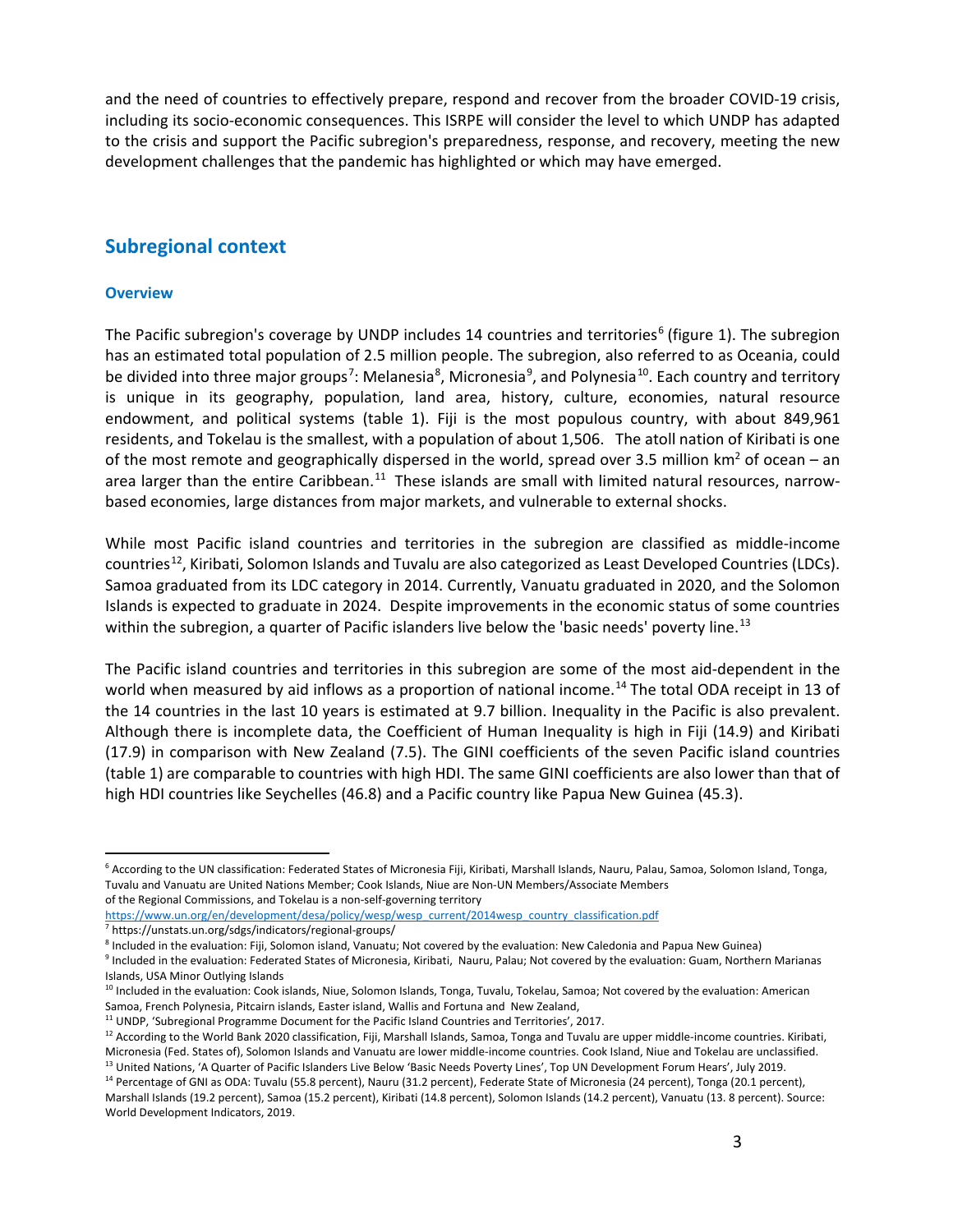and the need of countries to effectively prepare, respond and recover from the broader COVID-19 crisis, including its socio-economic consequences. This ISRPE will consider the level to which UNDP has adapted to the crisis and support the Pacific subregion's preparedness, response, and recovery, meeting the new development challenges that the pandemic has highlighted or which may have emerged.

## Subregional context

### Overview

The Pacific subregion's coverage by UNDP includes 14 countries and territories[6] (figure 1). The subregion has an estimated total population of 2.5 million people. The subregion, also referred to as Oceania, could be divided into three major groups[7]: Melanesia[8], Micronesia[9], and Polynesia[10]. Each country and territory is unique in its geography, population, land area, history, culture, economies, natural resource endowment, and political systems (table 1). Fiji is the most populous country, with about 849,961 residents, and Tokelau is the smallest, with a population of about 1,506. The atoll nation of Kiribati is one of the most remote and geographically dispersed in the world, spread over 3.5 million km$^2$ of ocean – an area larger than the entire Caribbean.[11] These islands are small with limited natural resources, narrow-based economies, large distances from major markets, and vulnerable to external shocks.

While most Pacific island countries and territories in the subregion are classified as middle-income countries[12], Kiribati, Solomon Islands and Tuvalu are also categorized as Least Developed Countries (LDCs). Samoa graduated from its LDC category in 2014. Currently, Vanuatu graduated in 2020, and the Solomon Islands is expected to graduate in 2024. Despite improvements in the economic status of some countries within the subregion, a quarter of Pacific islanders live below the 'basic needs' poverty line.[13]

The Pacific island countries and territories in this subregion are some of the most aid-dependent in the world when measured by aid inflows as a proportion of national income.[14] The total ODA receipt in 13 of the 14 countries in the last 10 years is estimated at 9.7 billion. Inequality in the Pacific is also prevalent. Although there is incomplete data, the Coefficient of Human Inequality is high in Fiji (14.9) and Kiribati (17.9) in comparison with New Zealand (7.5). The GINI coefficients of the seven Pacific island countries (table 1) are comparable to countries with high HDI. The same GINI coefficients are also lower than that of high HDI countries like Seychelles (46.8) and a Pacific country like Papua New Guinea (45.3).

---

[6] According to the UN classification: Federated States of Micronesia Fiji, Kiribati, Marshall Islands, Nauru, Palau, Samoa, Solomon Island, Tonga, Tuvalu and Vanuatu are United Nations Member; Cook Islands, Niue are Non-UN Members/Associate Members of the Regional Commissions, and Tokelau is a non-self-governing territory https://www.un.org/en/development/desa/policy/wesp/wesp_current/2014wesp_country_classification.pdf

[7] https://unstats.un.org/sdgs/indicators/regional-groups/

[8] Included in the evaluation: Fiji, Solomon island, Vanuatu; Not covered by the evaluation: New Caledonia and Papua New Guinea)

[9] Included in the evaluation: Federated States of Micronesia, Kiribati, Nauru, Palau; Not covered by the evaluation: Guam, Northern Marianas Islands, USA Minor Outlying Islands

[10] Included in the evaluation: Cook islands, Niue, Solomon Islands, Tonga, Tuvalu, Tokelau, Samoa; Not covered by the evaluation: American Samoa, French Polynesia, Pitcairn islands, Easter island, Wallis and Fortuna and New Zealand,

[11] UNDP, 'Subregional Programme Document for the Pacific Island Countries and Territories', 2017.

[12] According to the World Bank 2020 classification, Fiji, Marshall Islands, Samoa, Tonga and Tuvalu are upper middle-income countries. Kiribati, Micronesia (Fed. States of), Solomon Islands and Vanuatu are lower middle-income countries. Cook Island, Niue and Tokelau are unclassified.

[13] United Nations, 'A Quarter of Pacific Islanders Live Below 'Basic Needs Poverty Lines', Top UN Development Forum Hears', July 2019.

[14] Percentage of GNI as ODA: Tuvalu (55.8 percent), Nauru (31.2 percent), Federate State of Micronesia (24 percent), Tonga (20.1 percent), Marshall Islands (19.2 percent), Samoa (15.2 percent), Kiribati (14.8 percent), Solomon Islands (14.2 percent), Vanuatu (13. 8 percent). Source: World Development Indicators, 2019.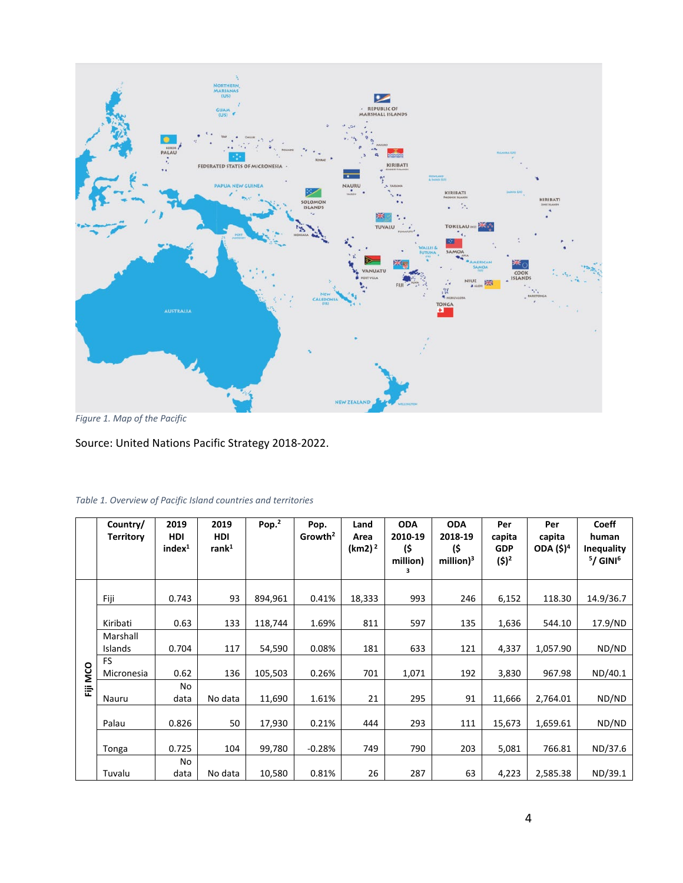*Figure 1. Map of the Pacific*

Source: United Nations Pacific Strategy 2018-2022.

*Table 1. Overview of Pacific Island countries and territories*

| | Country/ Territory | 2019 HDI index[1] | 2019 HDI rank[1] | Pop.[2] | Pop. Growth[2] | Land Area (km2)[2] | ODA 2010-19 ($ million)[3] | ODA 2018-19 ($ million)[3] | Per capita GDP ($)[2] | Per capita ODA ($)[4] | Coeff human Inequality [5]/ GINI[6] |
|---|---|---|---|---|---|---|---|---|---|---|---|
| Fiji MCO | Fiji | 0.743 | 93 | 894,961 | 0.41% | 18,333 | 993 | 246 | 6,152 | 118.30 | 14.9/36.7 |
| | Kiribati | 0.63 | 133 | 118,744 | 1.69% | 811 | 597 | 135 | 1,636 | 544.10 | 17.9/ND |
| | Marshall Islands | 0.704 | 117 | 54,590 | 0.08% | 181 | 633 | 121 | 4,337 | 1,057.90 | ND/ND |
| | FS Micronesia | 0.62 | 136 | 105,503 | 0.26% | 701 | 1,071 | 192 | 3,830 | 967.98 | ND/40.1 |
| | Nauru | No data | No data | 11,690 | 1.61% | 21 | 295 | 91 | 11,666 | 2,764.01 | ND/ND |
| | Palau | 0.826 | 50 | 17,930 | 0.21% | 444 | 293 | 111 | 15,673 | 1,659.61 | ND/ND |
| | Tonga | 0.725 | 104 | 99,780 | -0.28% | 749 | 790 | 203 | 5,081 | 766.81 | ND/37.6 |
| | Tuvalu | No data | No data | 10,580 | 0.81% | 26 | 287 | 63 | 4,223 | 2,585.38 | ND/39.1 |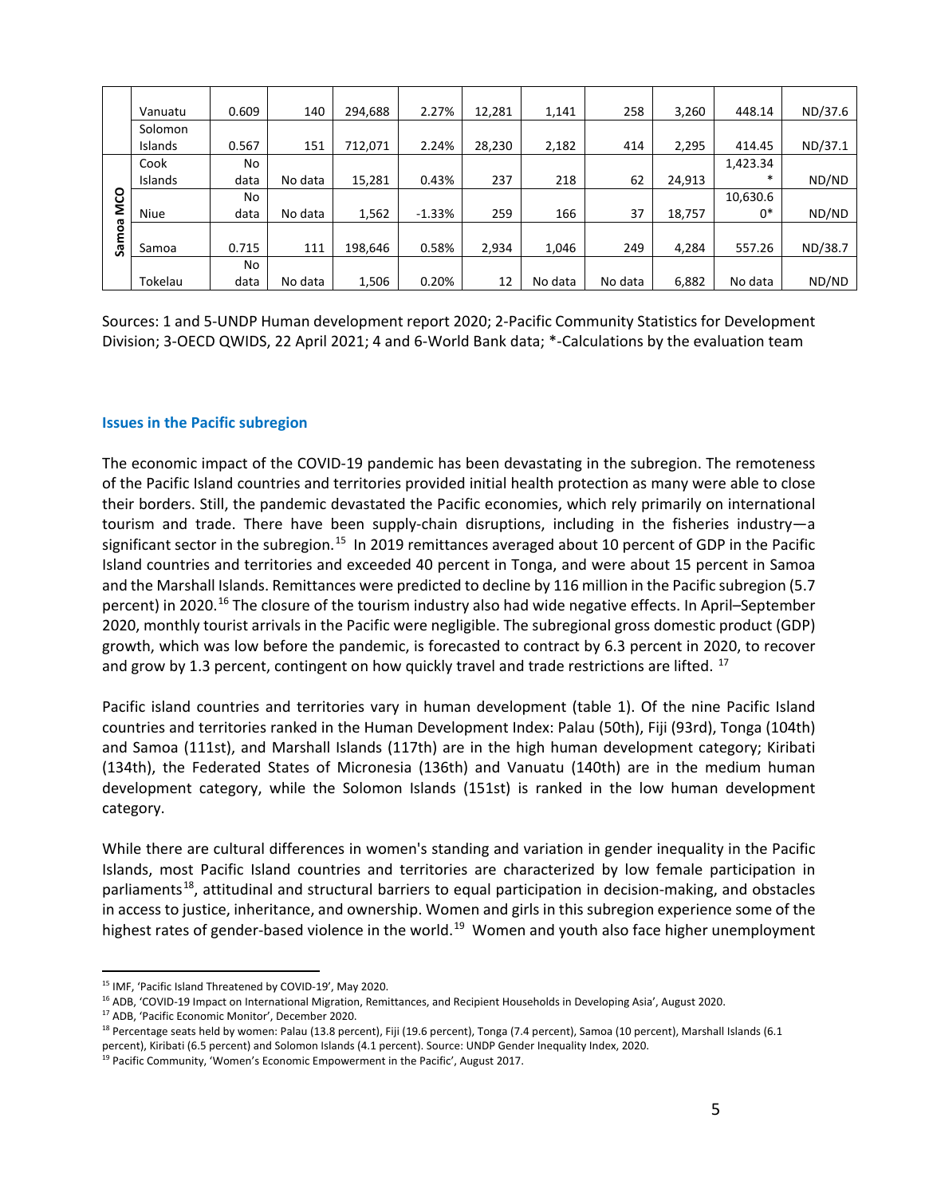| | Vanuatu | 0.609 | 140 | 294,688 | 2.27% | 12,281 | 1,141 | 258 | 3,260 | 448.14 | ND/37.6 |
|---|---|---|---|---|---|---|---|---|---|---|---|
| | Solomon Islands | 0.567 | 151 | 712,071 | 2.24% | 28,230 | 2,182 | 414 | 2,295 | 414.45 | ND/37.1 |
| Samoa MCO | Cook Islands | No data | No data | 15,281 | 0.43% | 237 | 218 | 62 | 24,913 | 1,423.34* | ND/ND |
| | Niue | No data | No data | 1,562 | -1.33% | 259 | 166 | 37 | 18,757 | 10,630.60* | ND/ND |
| | Samoa | 0.715 | 111 | 198,646 | 0.58% | 2,934 | 1,046 | 249 | 4,284 | 557.26 | ND/38.7 |
| | Tokelau | No data | No data | 1,506 | 0.20% | 12 | No data | No data | 6,882 | No data | ND/ND |

Sources: 1 and 5-UNDP Human development report 2020; 2-Pacific Community Statistics for Development Division; 3-OECD QWIDS, 22 April 2021; 4 and 6-World Bank data; *-Calculations by the evaluation team

### Issues in the Pacific subregion

The economic impact of the COVID-19 pandemic has been devastating in the subregion. The remoteness of the Pacific Island countries and territories provided initial health protection as many were able to close their borders. Still, the pandemic devastated the Pacific economies, which rely primarily on international tourism and trade. There have been supply-chain disruptions, including in the fisheries industry—a significant sector in the subregion.[15] In 2019 remittances averaged about 10 percent of GDP in the Pacific Island countries and territories and exceeded 40 percent in Tonga, and were about 15 percent in Samoa and the Marshall Islands. Remittances were predicted to decline by 116 million in the Pacific subregion (5.7 percent) in 2020.[16] The closure of the tourism industry also had wide negative effects. In April–September 2020, monthly tourist arrivals in the Pacific were negligible. The subregional gross domestic product (GDP) growth, which was low before the pandemic, is forecasted to contract by 6.3 percent in 2020, to recover and grow by 1.3 percent, contingent on how quickly travel and trade restrictions are lifted.[17]

Pacific island countries and territories vary in human development (table 1). Of the nine Pacific Island countries and territories ranked in the Human Development Index: Palau (50th), Fiji (93rd), Tonga (104th) and Samoa (111st), and Marshall Islands (117th) are in the high human development category; Kiribati (134th), the Federated States of Micronesia (136th) and Vanuatu (140th) are in the medium human development category, while the Solomon Islands (151st) is ranked in the low human development category.

While there are cultural differences in women's standing and variation in gender inequality in the Pacific Islands, most Pacific Island countries and territories are characterized by low female participation in parliaments[18], attitudinal and structural barriers to equal participation in decision-making, and obstacles in access to justice, inheritance, and ownership. Women and girls in this subregion experience some of the highest rates of gender-based violence in the world.[19] Women and youth also face higher unemployment

---

[15] IMF, 'Pacific Island Threatened by COVID-19', May 2020.

[16] ADB, 'COVID-19 Impact on International Migration, Remittances, and Recipient Households in Developing Asia', August 2020.

[17] ADB, 'Pacific Economic Monitor', December 2020.

[18] Percentage seats held by women: Palau (13.8 percent), Fiji (19.6 percent), Tonga (7.4 percent), Samoa (10 percent), Marshall Islands (6.1 percent), Kiribati (6.5 percent) and Solomon Islands (4.1 percent). Source: UNDP Gender Inequality Index, 2020.

[19] Pacific Community, 'Women's Economic Empowerment in the Pacific', August 2017.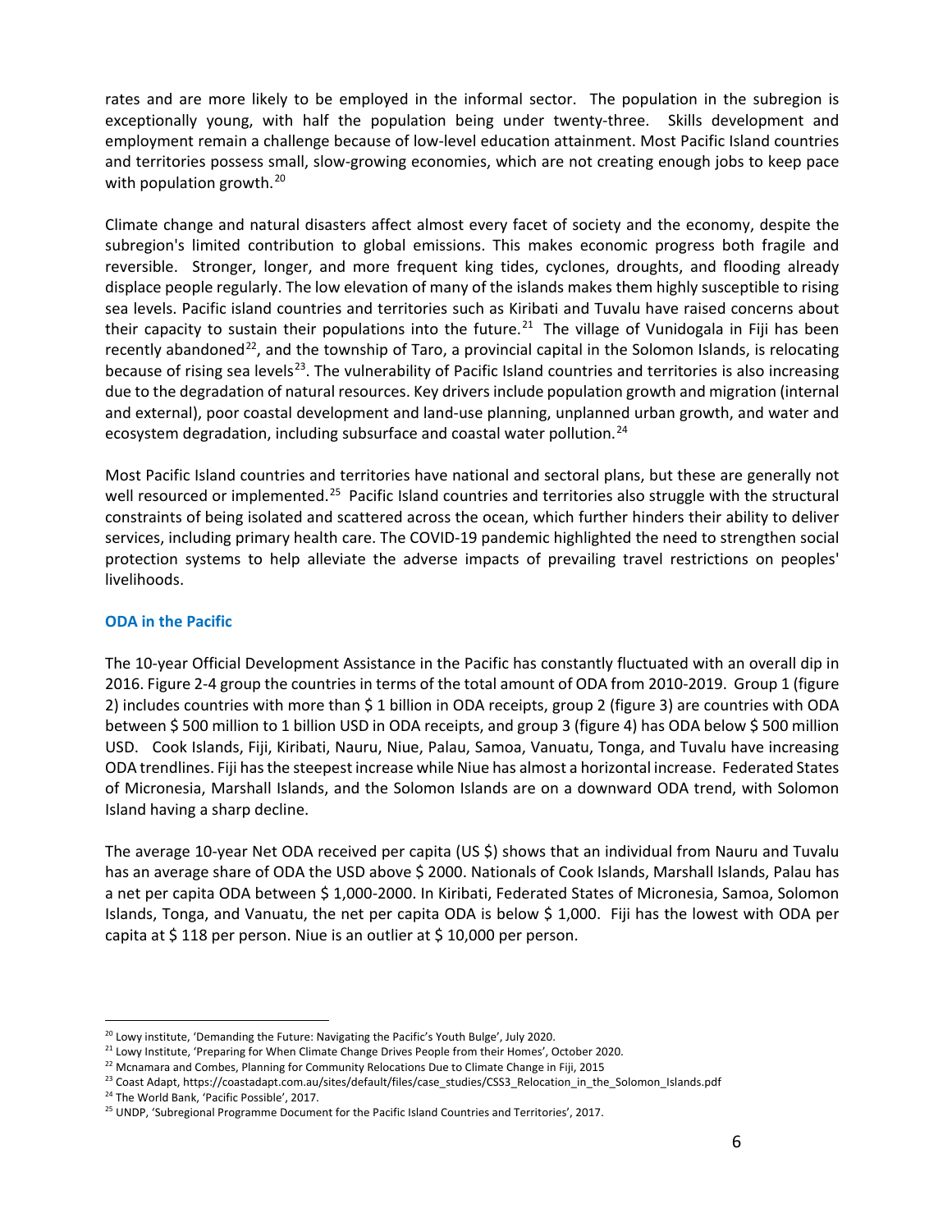rates and are more likely to be employed in the informal sector. The population in the subregion is exceptionally young, with half the population being under twenty-three. Skills development and employment remain a challenge because of low-level education attainment. Most Pacific Island countries and territories possess small, slow-growing economies, which are not creating enough jobs to keep pace with population growth.[20]

Climate change and natural disasters affect almost every facet of society and the economy, despite the subregion's limited contribution to global emissions. This makes economic progress both fragile and reversible. Stronger, longer, and more frequent king tides, cyclones, droughts, and flooding already displace people regularly. The low elevation of many of the islands makes them highly susceptible to rising sea levels. Pacific island countries and territories such as Kiribati and Tuvalu have raised concerns about their capacity to sustain their populations into the future.[21] The village of Vunidogala in Fiji has been recently abandoned[22], and the township of Taro, a provincial capital in the Solomon Islands, is relocating because of rising sea levels[23]. The vulnerability of Pacific Island countries and territories is also increasing due to the degradation of natural resources. Key drivers include population growth and migration (internal and external), poor coastal development and land-use planning, unplanned urban growth, and water and ecosystem degradation, including subsurface and coastal water pollution.[24]

Most Pacific Island countries and territories have national and sectoral plans, but these are generally not well resourced or implemented.[25] Pacific Island countries and territories also struggle with the structural constraints of being isolated and scattered across the ocean, which further hinders their ability to deliver services, including primary health care. The COVID-19 pandemic highlighted the need to strengthen social protection systems to help alleviate the adverse impacts of prevailing travel restrictions on peoples' livelihoods.

### ODA in the Pacific

The 10-year Official Development Assistance in the Pacific has constantly fluctuated with an overall dip in 2016. Figure 2-4 group the countries in terms of the total amount of ODA from 2010-2019. Group 1 (figure 2) includes countries with more than $ 1 billion in ODA receipts, group 2 (figure 3) are countries with ODA between $ 500 million to 1 billion USD in ODA receipts, and group 3 (figure 4) has ODA below $ 500 million USD. Cook Islands, Fiji, Kiribati, Nauru, Niue, Palau, Samoa, Vanuatu, Tonga, and Tuvalu have increasing ODA trendlines. Fiji has the steepest increase while Niue has almost a horizontal increase. Federated States of Micronesia, Marshall Islands, and the Solomon Islands are on a downward ODA trend, with Solomon Island having a sharp decline.

The average 10-year Net ODA received per capita (US $) shows that an individual from Nauru and Tuvalu has an average share of ODA the USD above $ 2000. Nationals of Cook Islands, Marshall Islands, Palau has a net per capita ODA between $ 1,000-2000. In Kiribati, Federated States of Micronesia, Samoa, Solomon Islands, Tonga, and Vanuatu, the net per capita ODA is below $ 1,000. Fiji has the lowest with ODA per capita at $ 118 per person. Niue is an outlier at $ 10,000 per person.

---

[20] Lowy institute, 'Demanding the Future: Navigating the Pacific's Youth Bulge', July 2020.

[21] Lowy Institute, 'Preparing for When Climate Change Drives People from their Homes', October 2020.

[22] Mcnamara and Combes, Planning for Community Relocations Due to Climate Change in Fiji, 2015

[23] Coast Adapt, https://coastadapt.com.au/sites/default/files/case_studies/CSS3_Relocation_in_the_Solomon_Islands.pdf

[24] The World Bank, 'Pacific Possible', 2017.

[25] UNDP, 'Subregional Programme Document for the Pacific Island Countries and Territories', 2017.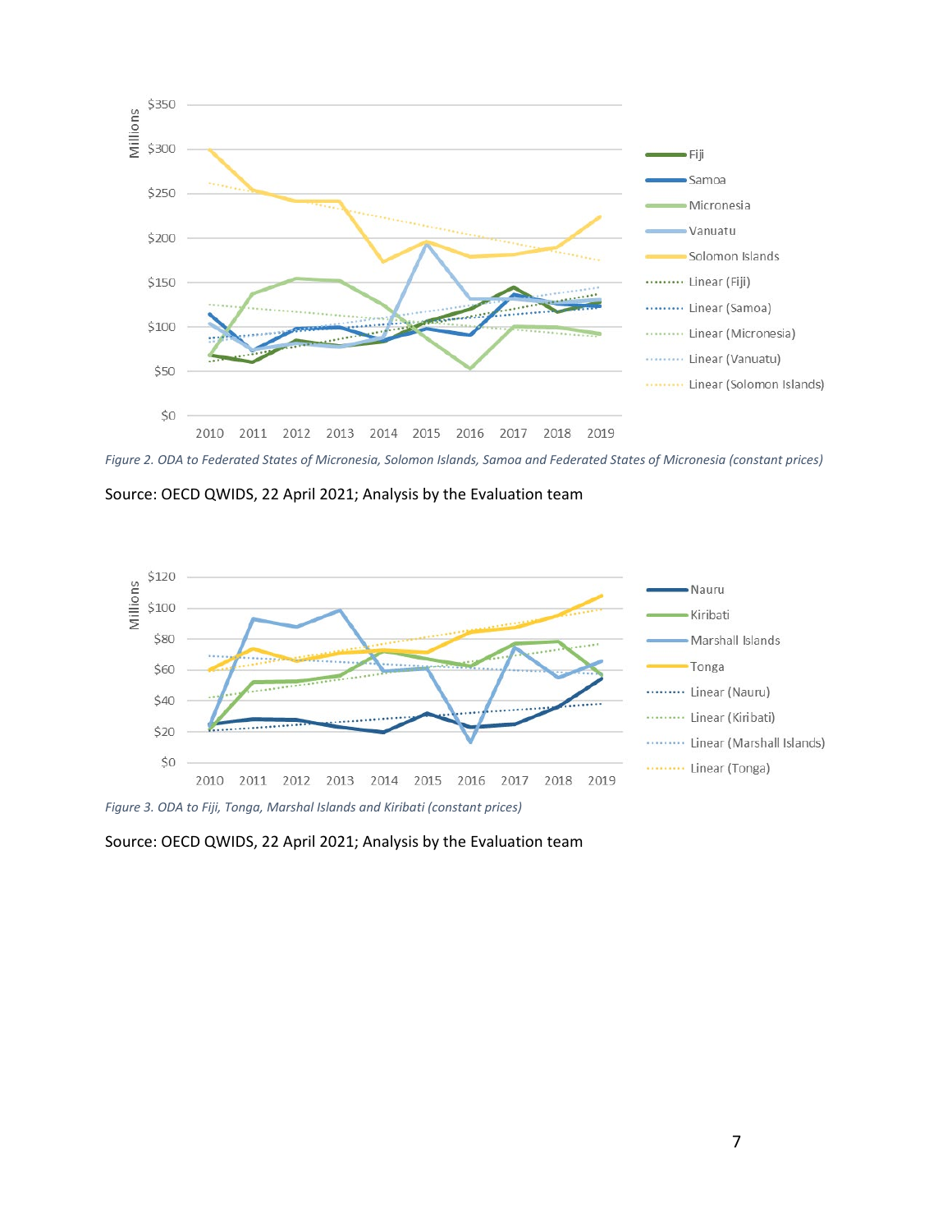Figure 2. ODA to Federated States of Micronesia, Solomon Islands, Samoa and Federated States of Micronesia (constant prices)

Source: OECD QWIDS, 22 April 2021; Analysis by the Evaluation team

Figure 3. ODA to Fiji, Tonga, Marshal Islands and Kiribati (constant prices)

Source: OECD QWIDS, 22 April 2021; Analysis by the Evaluation team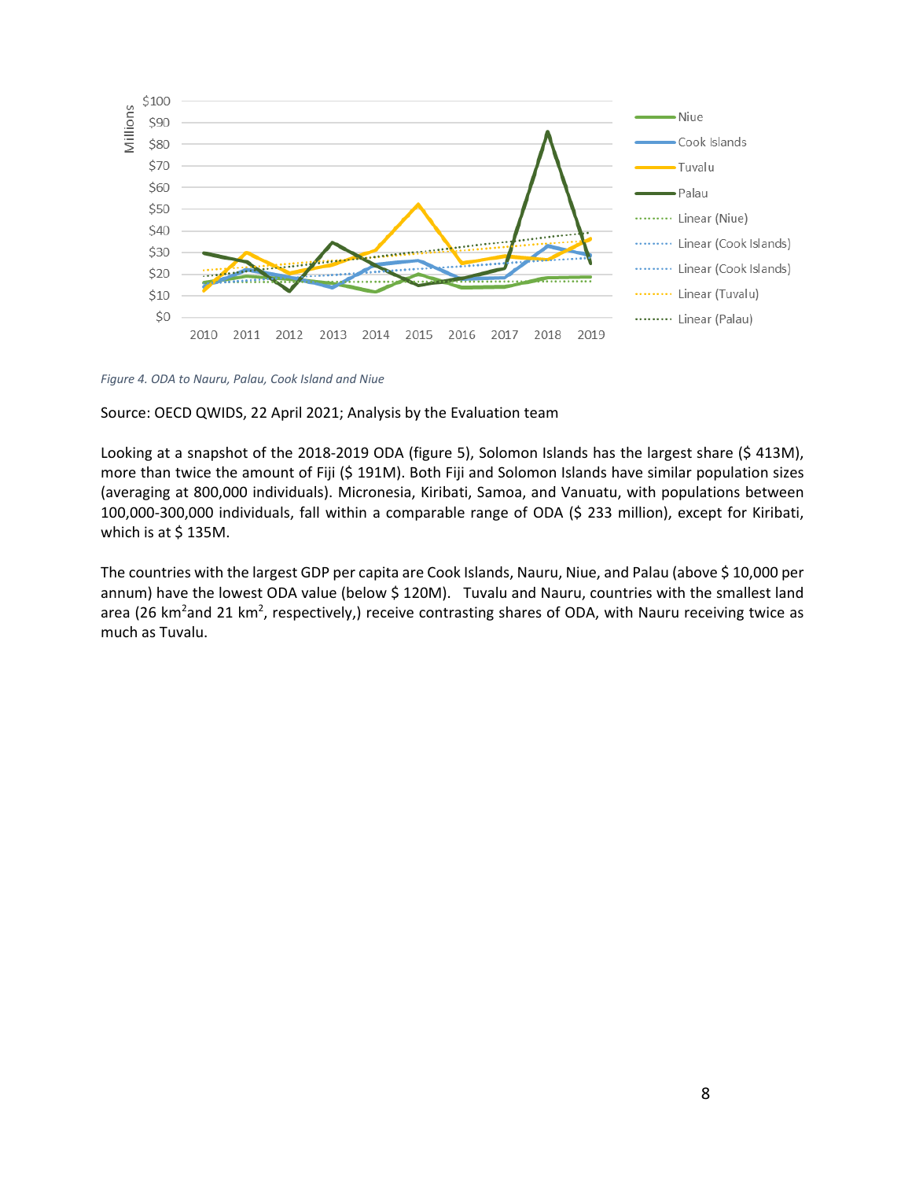*Figure 4. ODA to Nauru, Palau, Cook Island and Niue*

Source: OECD QWIDS, 22 April 2021; Analysis by the Evaluation team

Looking at a snapshot of the 2018-2019 ODA (figure 5), Solomon Islands has the largest share ($ 413M), more than twice the amount of Fiji ($ 191M). Both Fiji and Solomon Islands have similar population sizes (averaging at 800,000 individuals). Micronesia, Kiribati, Samoa, and Vanuatu, with populations between 100,000-300,000 individuals, fall within a comparable range of ODA ($ 233 million), except for Kiribati, which is at $ 135M.

The countries with the largest GDP per capita are Cook Islands, Nauru, Niue, and Palau (above $ 10,000 per annum) have the lowest ODA value (below $ 120M). Tuvalu and Nauru, countries with the smallest land area (26 $km^2$ and 21 $km^2$, respectively,) receive contrasting shares of ODA, with Nauru receiving twice as much as Tuvalu.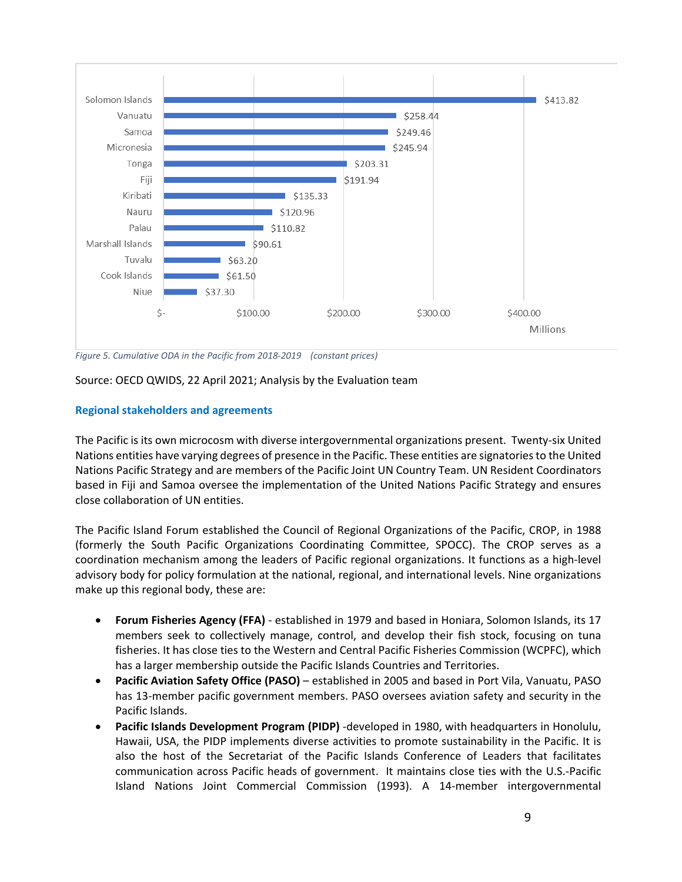| Country | Cumulative ODA (Millions) |
|---|---|
| Solomon Islands | $413.82 |
| Vanuatu | $258.44 |
| Samoa | $249.46 |
| Micronesia | $245.94 |
| Tonga | $203.31 |
| Fiji | $191.94 |
| Kiribati | $135.33 |
| Nauru | $120.96 |
| Palau | $110.82 |
| Marshall Islands | $90.61 |
| Tuvalu | $63.20 |
| Cook Islands | $61.50 |
| Niue | $37.30 |

*Figure 5. Cumulative ODA in the Pacific from 2018-2019 (constant prices)*

Source: OECD QWIDS, 22 April 2021; Analysis by the Evaluation team

### Regional stakeholders and agreements

The Pacific is its own microcosm with diverse intergovernmental organizations present. Twenty-six United Nations entities have varying degrees of presence in the Pacific. These entities are signatories to the United Nations Pacific Strategy and are members of the Pacific Joint UN Country Team. UN Resident Coordinators based in Fiji and Samoa oversee the implementation of the United Nations Pacific Strategy and ensures close collaboration of UN entities.

The Pacific Island Forum established the Council of Regional Organizations of the Pacific, CROP, in 1988 (formerly the South Pacific Organizations Coordinating Committee, SPOCC). The CROP serves as a coordination mechanism among the leaders of Pacific regional organizations. It functions as a high-level advisory body for policy formulation at the national, regional, and international levels. Nine organizations make up this regional body, these are:

- **Forum Fisheries Agency (FFA)** - established in 1979 and based in Honiara, Solomon Islands, its 17 members seek to collectively manage, control, and develop their fish stock, focusing on tuna fisheries. It has close ties to the Western and Central Pacific Fisheries Commission (WCPFC), which has a larger membership outside the Pacific Islands Countries and Territories.
- **Pacific Aviation Safety Office (PASO)** – established in 2005 and based in Port Vila, Vanuatu, PASO has 13-member pacific government members. PASO oversees aviation safety and security in the Pacific Islands.
- **Pacific Islands Development Program (PIDP)** -developed in 1980, with headquarters in Honolulu, Hawaii, USA, the PIDP implements diverse activities to promote sustainability in the Pacific. It is also the host of the Secretariat of the Pacific Islands Conference of Leaders that facilitates communication across Pacific heads of government. It maintains close ties with the U.S.-Pacific Island Nations Joint Commercial Commission (1993). A 14-member intergovernmental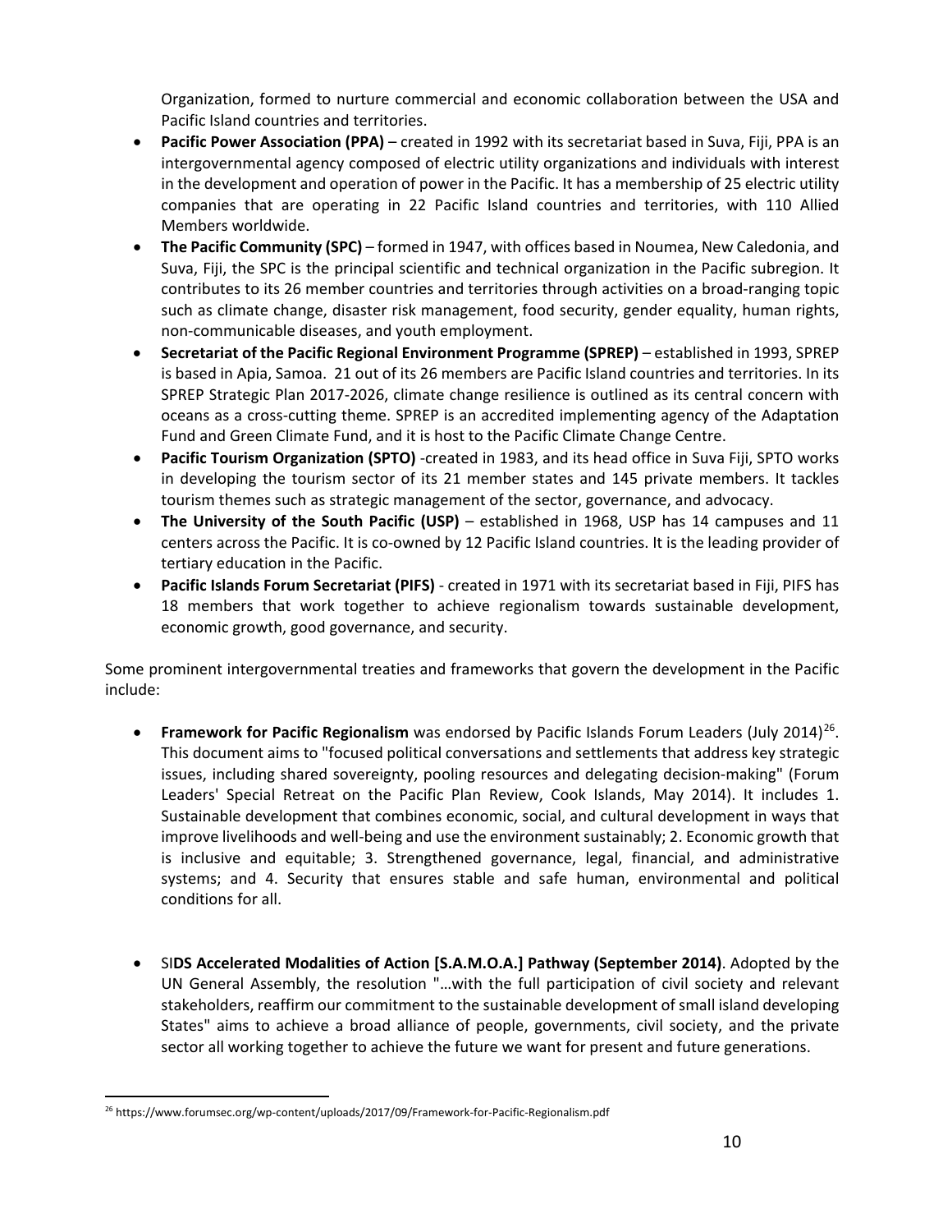Organization, formed to nurture commercial and economic collaboration between the USA and Pacific Island countries and territories.

- **Pacific Power Association (PPA)** – created in 1992 with its secretariat based in Suva, Fiji, PPA is an intergovernmental agency composed of electric utility organizations and individuals with interest in the development and operation of power in the Pacific. It has a membership of 25 electric utility companies that are operating in 22 Pacific Island countries and territories, with 110 Allied Members worldwide.
- **The Pacific Community (SPC)** – formed in 1947, with offices based in Noumea, New Caledonia, and Suva, Fiji, the SPC is the principal scientific and technical organization in the Pacific subregion. It contributes to its 26 member countries and territories through activities on a broad-ranging topic such as climate change, disaster risk management, food security, gender equality, human rights, non-communicable diseases, and youth employment.
- **Secretariat of the Pacific Regional Environment Programme (SPREP)** – established in 1993, SPREP is based in Apia, Samoa. 21 out of its 26 members are Pacific Island countries and territories. In its SPREP Strategic Plan 2017-2026, climate change resilience is outlined as its central concern with oceans as a cross-cutting theme. SPREP is an accredited implementing agency of the Adaptation Fund and Green Climate Fund, and it is host to the Pacific Climate Change Centre.
- **Pacific Tourism Organization (SPTO)** -created in 1983, and its head office in Suva Fiji, SPTO works in developing the tourism sector of its 21 member states and 145 private members. It tackles tourism themes such as strategic management of the sector, governance, and advocacy.
- **The University of the South Pacific (USP)** – established in 1968, USP has 14 campuses and 11 centers across the Pacific. It is co-owned by 12 Pacific Island countries. It is the leading provider of tertiary education in the Pacific.
- **Pacific Islands Forum Secretariat (PIFS)** - created in 1971 with its secretariat based in Fiji, PIFS has 18 members that work together to achieve regionalism towards sustainable development, economic growth, good governance, and security.

Some prominent intergovernmental treaties and frameworks that govern the development in the Pacific include:

- **Framework for Pacific Regionalism** was endorsed by Pacific Islands Forum Leaders (July 2014)[26]. This document aims to "focused political conversations and settlements that address key strategic issues, including shared sovereignty, pooling resources and delegating decision-making" (Forum Leaders' Special Retreat on the Pacific Plan Review, Cook Islands, May 2014). It includes 1. Sustainable development that combines economic, social, and cultural development in ways that improve livelihoods and well-being and use the environment sustainably; 2. Economic growth that is inclusive and equitable; 3. Strengthened governance, legal, financial, and administrative systems; and 4. Security that ensures stable and safe human, environmental and political conditions for all.

- SI**DS Accelerated Modalities of Action [S.A.M.O.A.] Pathway (September 2014)**. Adopted by the UN General Assembly, the resolution "…with the full participation of civil society and relevant stakeholders, reaffirm our commitment to the sustainable development of small island developing States" aims to achieve a broad alliance of people, governments, civil society, and the private sector all working together to achieve the future we want for present and future generations.

[26] https://www.forumsec.org/wp-content/uploads/2017/09/Framework-for-Pacific-Regionalism.pdf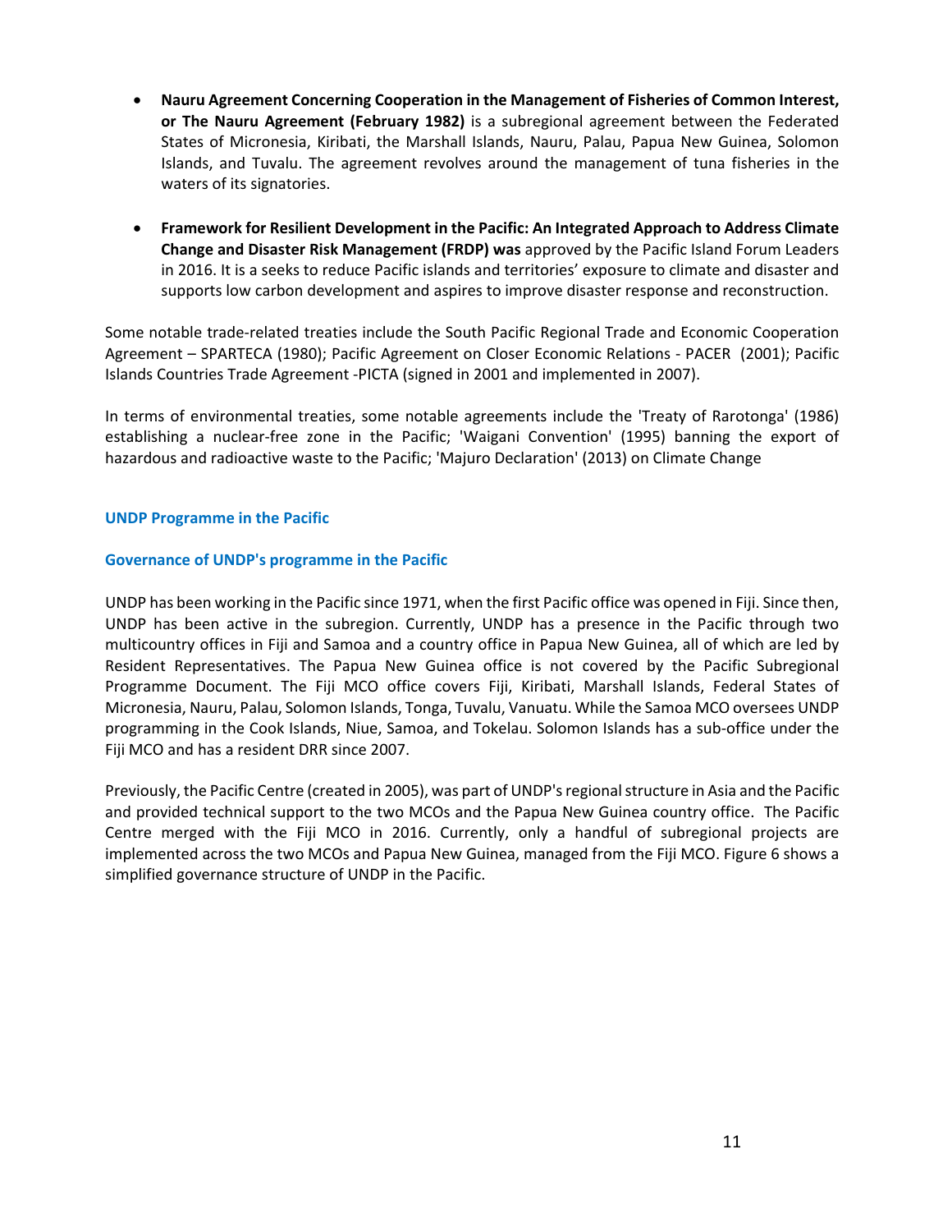- **Nauru Agreement Concerning Cooperation in the Management of Fisheries of Common Interest, or The Nauru Agreement (February 1982)** is a subregional agreement between the Federated States of Micronesia, Kiribati, the Marshall Islands, Nauru, Palau, Papua New Guinea, Solomon Islands, and Tuvalu. The agreement revolves around the management of tuna fisheries in the waters of its signatories.

- **Framework for Resilient Development in the Pacific: An Integrated Approach to Address Climate Change and Disaster Risk Management (FRDP) was** approved by the Pacific Island Forum Leaders in 2016. It is a seeks to reduce Pacific islands and territories' exposure to climate and disaster and supports low carbon development and aspires to improve disaster response and reconstruction.

Some notable trade-related treaties include the South Pacific Regional Trade and Economic Cooperation Agreement – SPARTECA (1980); Pacific Agreement on Closer Economic Relations - PACER (2001); Pacific Islands Countries Trade Agreement -PICTA (signed in 2001 and implemented in 2007).

In terms of environmental treaties, some notable agreements include the 'Treaty of Rarotonga' (1986) establishing a nuclear-free zone in the Pacific; 'Waigani Convention' (1995) banning the export of hazardous and radioactive waste to the Pacific; 'Majuro Declaration' (2013) on Climate Change

## UNDP Programme in the Pacific

### Governance of UNDP's programme in the Pacific

UNDP has been working in the Pacific since 1971, when the first Pacific office was opened in Fiji. Since then, UNDP has been active in the subregion. Currently, UNDP has a presence in the Pacific through two multicountry offices in Fiji and Samoa and a country office in Papua New Guinea, all of which are led by Resident Representatives. The Papua New Guinea office is not covered by the Pacific Subregional Programme Document. The Fiji MCO office covers Fiji, Kiribati, Marshall Islands, Federal States of Micronesia, Nauru, Palau, Solomon Islands, Tonga, Tuvalu, Vanuatu. While the Samoa MCO oversees UNDP programming in the Cook Islands, Niue, Samoa, and Tokelau. Solomon Islands has a sub-office under the Fiji MCO and has a resident DRR since 2007.

Previously, the Pacific Centre (created in 2005), was part of UNDP's regional structure in Asia and the Pacific and provided technical support to the two MCOs and the Papua New Guinea country office. The Pacific Centre merged with the Fiji MCO in 2016. Currently, only a handful of subregional projects are implemented across the two MCOs and Papua New Guinea, managed from the Fiji MCO. Figure 6 shows a simplified governance structure of UNDP in the Pacific.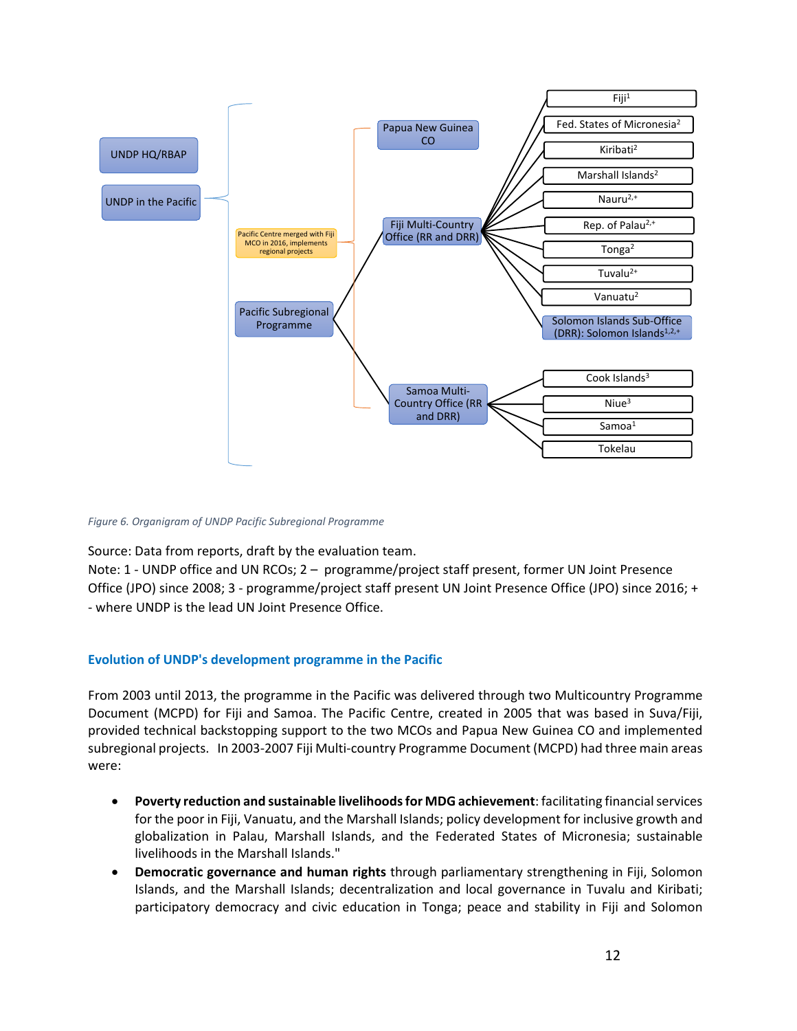- UNDP HQ/RBAP
- UNDP in the Pacific
  - Papua New Guinea CO
  - Pacific Subregional Programme
    - Pacific Centre merged with Fiji MCO in 2016, implements regional projects
    - Fiji Multi-Country Office (RR and DRR)
      - Fiji[1]
      - Fed. States of Micronesia[2]
      - Kiribati[2]
      - Marshall Islands[2]
      - Nauru[2,+]
      - Rep. of Palau[2,+]
      - Tonga[2]
      - Tuvalu[2+]
      - Vanuatu[2]
      - Solomon Islands Sub-Office (DRR): Solomon Islands[1,2,+]
    - Samoa Multi-Country Office (RR and DRR)
      - Cook Islands[3]
      - Niue[3]
      - Samoa[1]
      - Tokelau

*Figure 6. Organigram of UNDP Pacific Subregional Programme*

Source: Data from reports, draft by the evaluation team.
Note: 1 - UNDP office and UN RCOs; 2 – programme/project staff present, former UN Joint Presence Office (JPO) since 2008; 3 - programme/project staff present UN Joint Presence Office (JPO) since 2016; + - where UNDP is the lead UN Joint Presence Office.

### Evolution of UNDP's development programme in the Pacific

From 2003 until 2013, the programme in the Pacific was delivered through two Multicountry Programme Document (MCPD) for Fiji and Samoa. The Pacific Centre, created in 2005 that was based in Suva/Fiji, provided technical backstopping support to the two MCOs and Papua New Guinea CO and implemented subregional projects. In 2003-2007 Fiji Multi-country Programme Document (MCPD) had three main areas were:

- **Poverty reduction and sustainable livelihoods for MDG achievement**: facilitating financial services for the poor in Fiji, Vanuatu, and the Marshall Islands; policy development for inclusive growth and globalization in Palau, Marshall Islands, and the Federated States of Micronesia; sustainable livelihoods in the Marshall Islands."
- **Democratic governance and human rights** through parliamentary strengthening in Fiji, Solomon Islands, and the Marshall Islands; decentralization and local governance in Tuvalu and Kiribati; participatory democracy and civic education in Tonga; peace and stability in Fiji and Solomon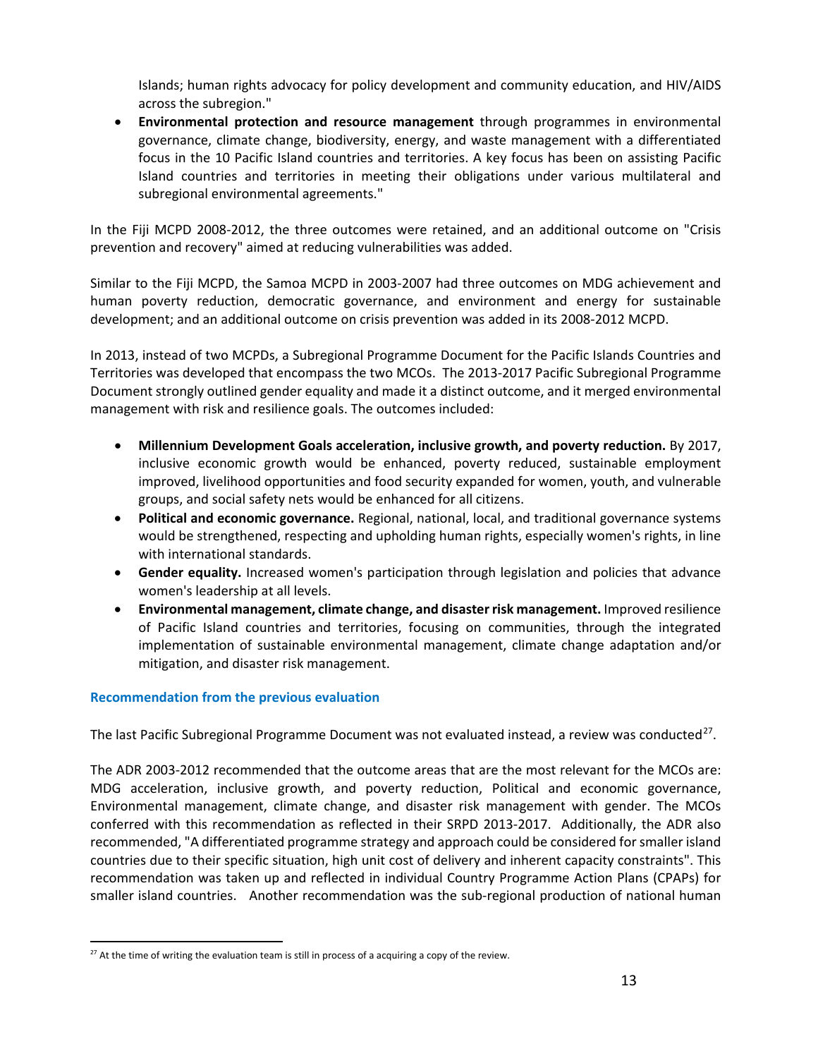Islands; human rights advocacy for policy development and community education, and HIV/AIDS across the subregion."

- **Environmental protection and resource management** through programmes in environmental governance, climate change, biodiversity, energy, and waste management with a differentiated focus in the 10 Pacific Island countries and territories. A key focus has been on assisting Pacific Island countries and territories in meeting their obligations under various multilateral and subregional environmental agreements."

In the Fiji MCPD 2008-2012, the three outcomes were retained, and an additional outcome on "Crisis prevention and recovery" aimed at reducing vulnerabilities was added.

Similar to the Fiji MCPD, the Samoa MCPD in 2003-2007 had three outcomes on MDG achievement and human poverty reduction, democratic governance, and environment and energy for sustainable development; and an additional outcome on crisis prevention was added in its 2008-2012 MCPD.

In 2013, instead of two MCPDs, a Subregional Programme Document for the Pacific Islands Countries and Territories was developed that encompass the two MCOs. The 2013-2017 Pacific Subregional Programme Document strongly outlined gender equality and made it a distinct outcome, and it merged environmental management with risk and resilience goals. The outcomes included:

- **Millennium Development Goals acceleration, inclusive growth, and poverty reduction.** By 2017, inclusive economic growth would be enhanced, poverty reduced, sustainable employment improved, livelihood opportunities and food security expanded for women, youth, and vulnerable groups, and social safety nets would be enhanced for all citizens.
- **Political and economic governance.** Regional, national, local, and traditional governance systems would be strengthened, respecting and upholding human rights, especially women's rights, in line with international standards.
- **Gender equality.** Increased women's participation through legislation and policies that advance women's leadership at all levels.
- **Environmental management, climate change, and disaster risk management.** Improved resilience of Pacific Island countries and territories, focusing on communities, through the integrated implementation of sustainable environmental management, climate change adaptation and/or mitigation, and disaster risk management.

### Recommendation from the previous evaluation

The last Pacific Subregional Programme Document was not evaluated instead, a review was conducted[27].

The ADR 2003-2012 recommended that the outcome areas that are the most relevant for the MCOs are: MDG acceleration, inclusive growth, and poverty reduction, Political and economic governance, Environmental management, climate change, and disaster risk management with gender. The MCOs conferred with this recommendation as reflected in their SRPD 2013-2017. Additionally, the ADR also recommended, "A differentiated programme strategy and approach could be considered for smaller island countries due to their specific situation, high unit cost of delivery and inherent capacity constraints". This recommendation was taken up and reflected in individual Country Programme Action Plans (CPAPs) for smaller island countries. Another recommendation was the sub-regional production of national human

[27] At the time of writing the evaluation team is still in process of a acquiring a copy of the review.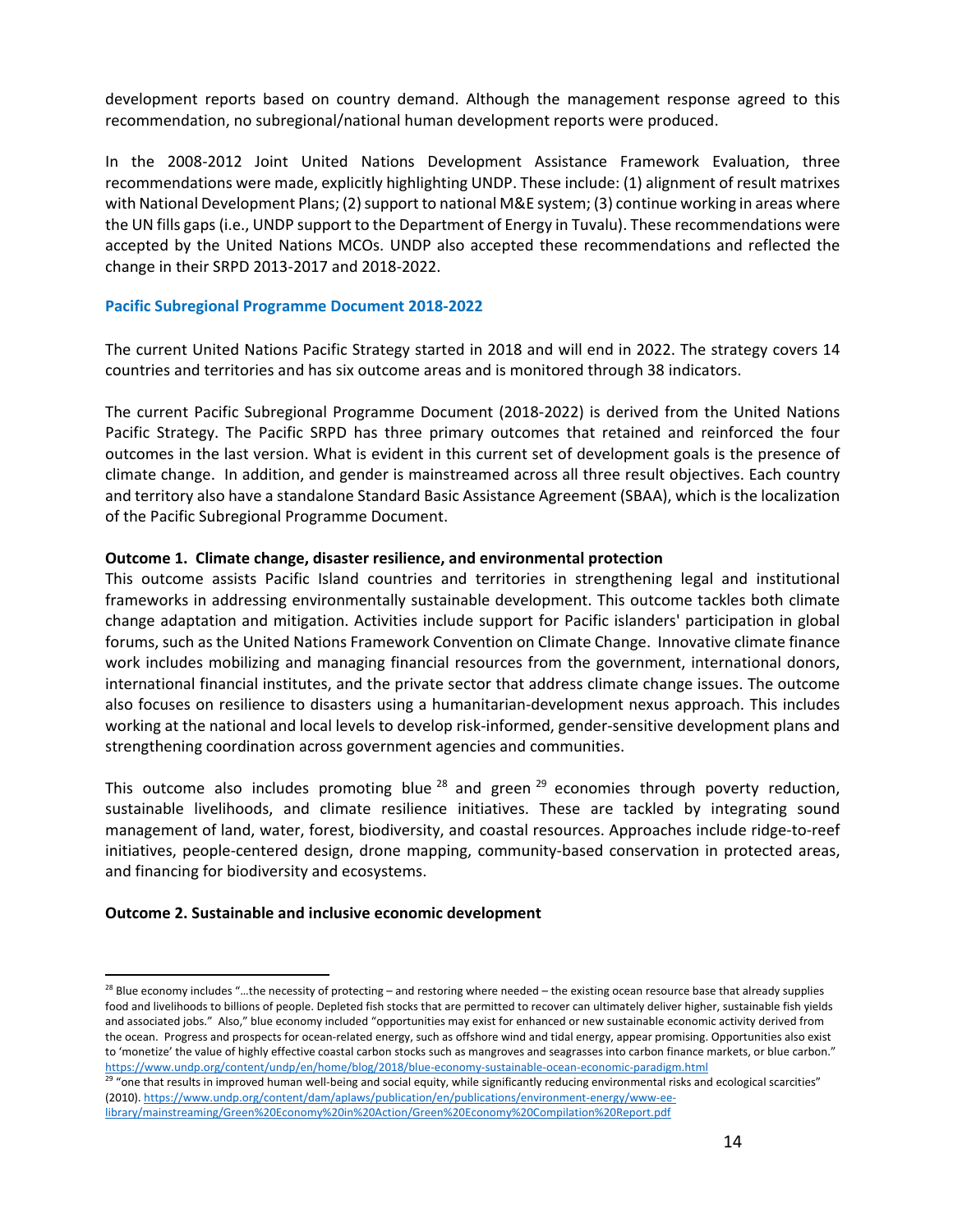development reports based on country demand. Although the management response agreed to this recommendation, no subregional/national human development reports were produced.

In the 2008-2012 Joint United Nations Development Assistance Framework Evaluation, three recommendations were made, explicitly highlighting UNDP. These include: (1) alignment of result matrixes with National Development Plans; (2) support to national M&E system; (3) continue working in areas where the UN fills gaps (i.e., UNDP support to the Department of Energy in Tuvalu). These recommendations were accepted by the United Nations MCOs. UNDP also accepted these recommendations and reflected the change in their SRPD 2013-2017 and 2018-2022.

### Pacific Subregional Programme Document 2018-2022

The current United Nations Pacific Strategy started in 2018 and will end in 2022. The strategy covers 14 countries and territories and has six outcome areas and is monitored through 38 indicators.

The current Pacific Subregional Programme Document (2018-2022) is derived from the United Nations Pacific Strategy. The Pacific SRPD has three primary outcomes that retained and reinforced the four outcomes in the last version. What is evident in this current set of development goals is the presence of climate change. In addition, and gender is mainstreamed across all three result objectives. Each country and territory also have a standalone Standard Basic Assistance Agreement (SBAA), which is the localization of the Pacific Subregional Programme Document.

**Outcome 1. Climate change, disaster resilience, and environmental protection**

This outcome assists Pacific Island countries and territories in strengthening legal and institutional frameworks in addressing environmentally sustainable development. This outcome tackles both climate change adaptation and mitigation. Activities include support for Pacific islanders' participation in global forums, such as the United Nations Framework Convention on Climate Change. Innovative climate finance work includes mobilizing and managing financial resources from the government, international donors, international financial institutes, and the private sector that address climate change issues. The outcome also focuses on resilience to disasters using a humanitarian-development nexus approach. This includes working at the national and local levels to develop risk-informed, gender-sensitive development plans and strengthening coordination across government agencies and communities.

This outcome also includes promoting blue [28] and green [29] economies through poverty reduction, sustainable livelihoods, and climate resilience initiatives. These are tackled by integrating sound management of land, water, forest, biodiversity, and coastal resources. Approaches include ridge-to-reef initiatives, people-centered design, drone mapping, community-based conservation in protected areas, and financing for biodiversity and ecosystems.

**Outcome 2. Sustainable and inclusive economic development**

---

[28] Blue economy includes "…the necessity of protecting – and restoring where needed – the existing ocean resource base that already supplies food and livelihoods to billions of people. Depleted fish stocks that are permitted to recover can ultimately deliver higher, sustainable fish yields and associated jobs." Also," blue economy included "opportunities may exist for enhanced or new sustainable economic activity derived from the ocean. Progress and prospects for ocean-related energy, such as offshore wind and tidal energy, appear promising. Opportunities also exist to 'monetize' the value of highly effective coastal carbon stocks such as mangroves and seagrasses into carbon finance markets, or blue carbon." https://www.undp.org/content/undp/en/home/blog/2018/blue-economy-sustainable-ocean-economic-paradigm.html

[29] "one that results in improved human well-being and social equity, while significantly reducing environmental risks and ecological scarcities" (2010). https://www.undp.org/content/dam/aplaws/publication/en/publications/environment-energy/www-ee-library/mainstreaming/Green%20Economy%20in%20Action/Green%20Economy%20Compilation%20Report.pdf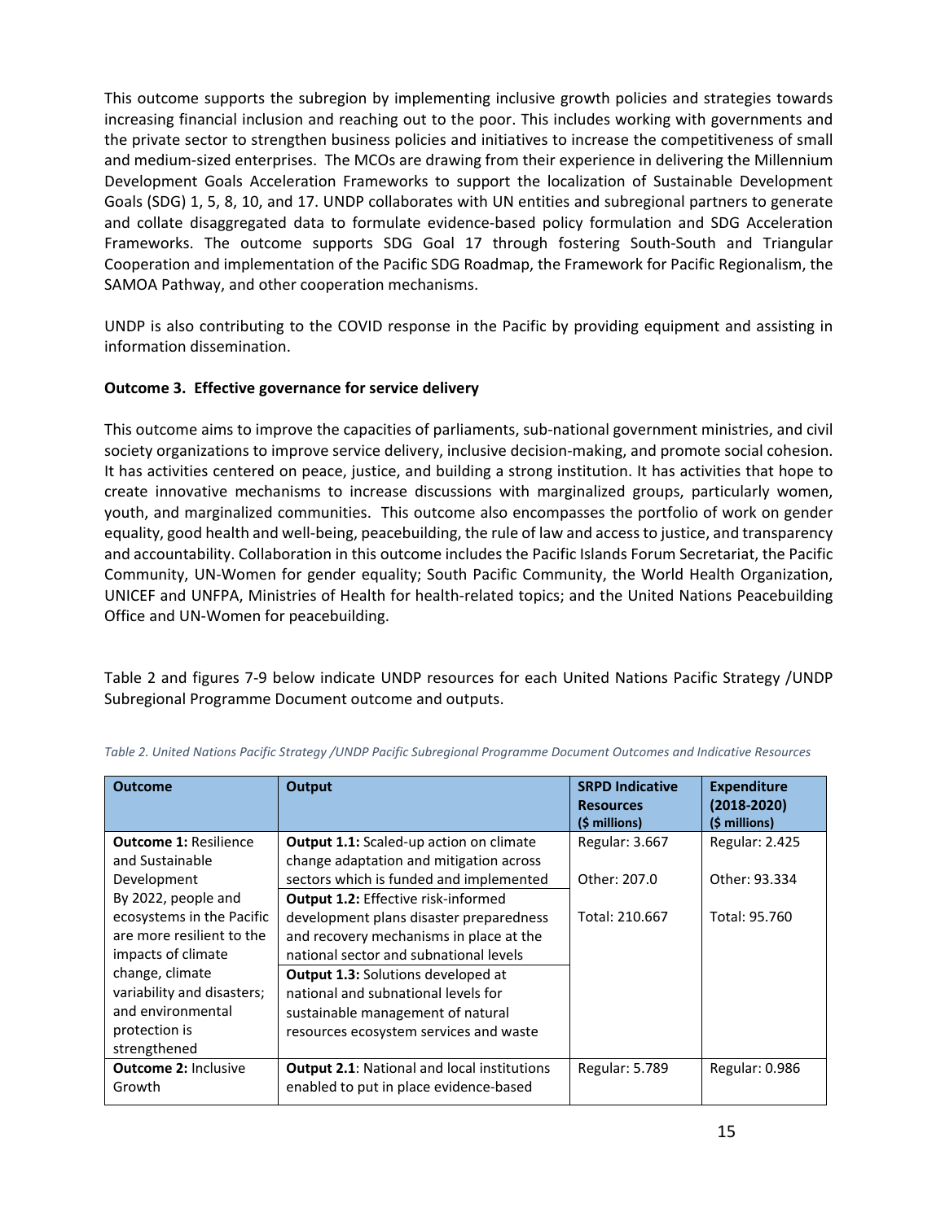This outcome supports the subregion by implementing inclusive growth policies and strategies towards increasing financial inclusion and reaching out to the poor. This includes working with governments and the private sector to strengthen business policies and initiatives to increase the competitiveness of small and medium-sized enterprises. The MCOs are drawing from their experience in delivering the Millennium Development Goals Acceleration Frameworks to support the localization of Sustainable Development Goals (SDG) 1, 5, 8, 10, and 17. UNDP collaborates with UN entities and subregional partners to generate and collate disaggregated data to formulate evidence-based policy formulation and SDG Acceleration Frameworks. The outcome supports SDG Goal 17 through fostering South-South and Triangular Cooperation and implementation of the Pacific SDG Roadmap, the Framework for Pacific Regionalism, the SAMOA Pathway, and other cooperation mechanisms.

UNDP is also contributing to the COVID response in the Pacific by providing equipment and assisting in information dissemination.

**Outcome 3. Effective governance for service delivery**

This outcome aims to improve the capacities of parliaments, sub-national government ministries, and civil society organizations to improve service delivery, inclusive decision-making, and promote social cohesion. It has activities centered on peace, justice, and building a strong institution. It has activities that hope to create innovative mechanisms to increase discussions with marginalized groups, particularly women, youth, and marginalized communities. This outcome also encompasses the portfolio of work on gender equality, good health and well-being, peacebuilding, the rule of law and access to justice, and transparency and accountability. Collaboration in this outcome includes the Pacific Islands Forum Secretariat, the Pacific Community, UN-Women for gender equality; South Pacific Community, the World Health Organization, UNICEF and UNFPA, Ministries of Health for health-related topics; and the United Nations Peacebuilding Office and UN-Women for peacebuilding.

Table 2 and figures 7-9 below indicate UNDP resources for each United Nations Pacific Strategy /UNDP Subregional Programme Document outcome and outputs.

*Table 2. United Nations Pacific Strategy /UNDP Pacific Subregional Programme Document Outcomes and Indicative Resources*

| Outcome | Output | SRPD Indicative Resources ($ millions) | Expenditure (2018-2020) ($ millions) |
|---|---|---|---|
| **Outcome 1:** Resilience and Sustainable Development<br>By 2022, people and ecosystems in the Pacific are more resilient to the impacts of climate change, climate variability and disasters; and environmental protection is strengthened | **Output 1.1:** Scaled-up action on climate change adaptation and mitigation across sectors which is funded and implemented<br>**Output 1.2:** Effective risk-informed development plans disaster preparedness and recovery mechanisms in place at the national sector and subnational levels<br>**Output 1.3:** Solutions developed at national and subnational levels for sustainable management of natural resources ecosystem services and waste | Regular: 3.667<br>Other: 207.0<br>Total: 210.667 | Regular: 2.425<br>Other: 93.334<br>Total: 95.760 |
| **Outcome 2:** Inclusive Growth | **Output 2.1**: National and local institutions enabled to put in place evidence-based | Regular: 5.789 | Regular: 0.986 |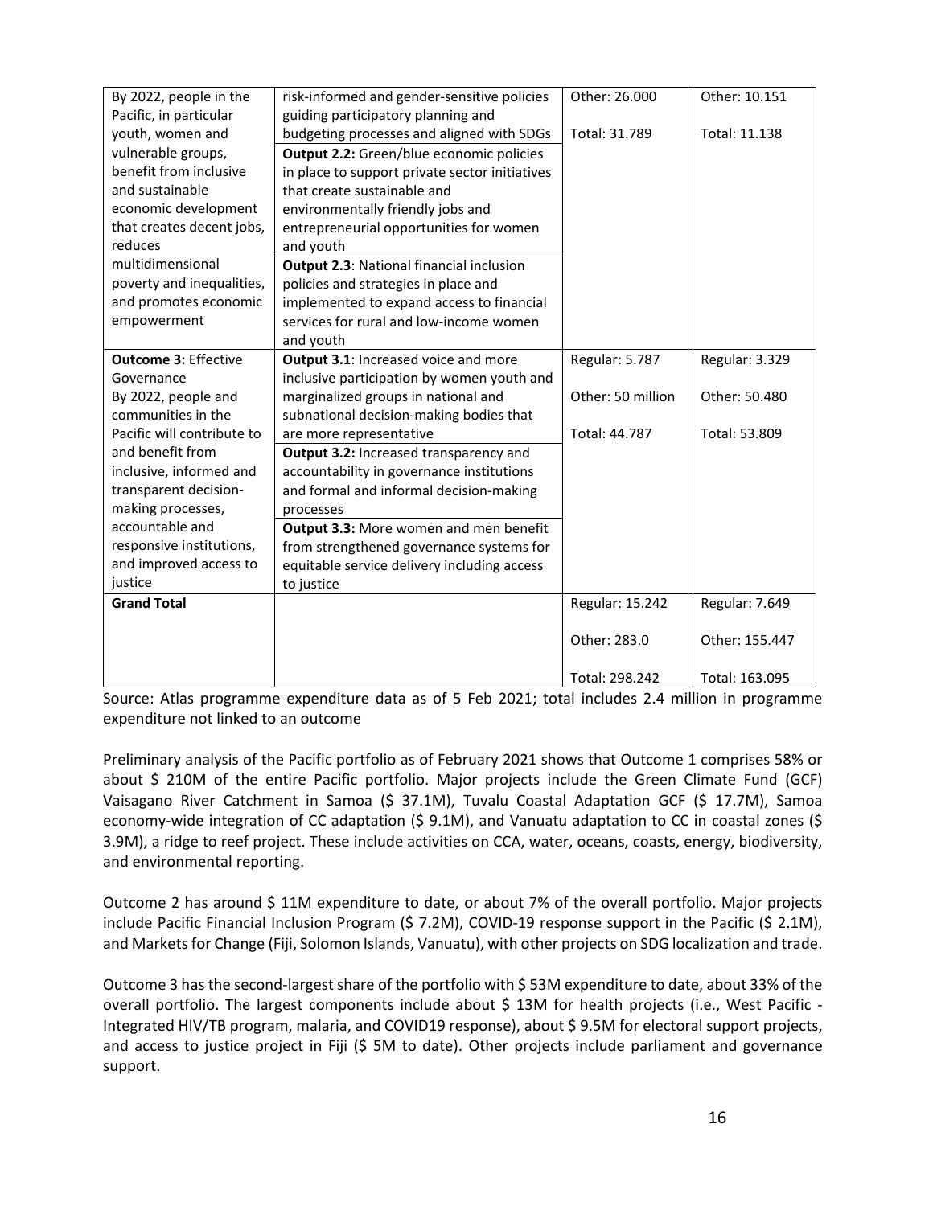| | | | |
|---|---|---|---|
| By 2022, people in the Pacific, in particular youth, women and vulnerable groups, benefit from inclusive and sustainable economic development that creates decent jobs, reduces multidimensional poverty and inequalities, and promotes economic empowerment | risk-informed and gender-sensitive policies guiding participatory planning and budgeting processes and aligned with SDGs<br>**Output 2.2:** Green/blue economic policies in place to support private sector initiatives that create sustainable and environmentally friendly jobs and entrepreneurial opportunities for women and youth<br>**Output 2.3**: National financial inclusion policies and strategies in place and implemented to expand access to financial services for rural and low-income women and youth | Other: 26.000<br><br>Total: 31.789 | Other: 10.151<br><br>Total: 11.138 |
| **Outcome 3:** Effective Governance<br>By 2022, people and communities in the Pacific will contribute to and benefit from inclusive, informed and transparent decision-making processes, accountable and responsive institutions, and improved access to justice | **Output 3.1**: Increased voice and more inclusive participation by women youth and marginalized groups in national and subnational decision-making bodies that are more representative<br>**Output 3.2:** Increased transparency and accountability in governance institutions and formal and informal decision-making processes<br>**Output 3.3:** More women and men benefit from strengthened governance systems for equitable service delivery including access to justice | Regular: 5.787<br><br>Other: 50 million<br><br>Total: 44.787 | Regular: 3.329<br><br>Other: 50.480<br><br>Total: 53.809 |
| **Grand Total** | | Regular: 15.242<br><br>Other: 283.0<br><br>Total: 298.242 | Regular: 7.649<br><br>Other: 155.447<br><br>Total: 163.095 |

Source: Atlas programme expenditure data as of 5 Feb 2021; total includes 2.4 million in programme expenditure not linked to an outcome

Preliminary analysis of the Pacific portfolio as of February 2021 shows that Outcome 1 comprises 58% or about $ 210M of the entire Pacific portfolio. Major projects include the Green Climate Fund (GCF) Vaisagano River Catchment in Samoa ($ 37.1M), Tuvalu Coastal Adaptation GCF ($ 17.7M), Samoa economy-wide integration of CC adaptation ($ 9.1M), and Vanuatu adaptation to CC in coastal zones ($ 3.9M), a ridge to reef project. These include activities on CCA, water, oceans, coasts, energy, biodiversity, and environmental reporting.

Outcome 2 has around $ 11M expenditure to date, or about 7% of the overall portfolio. Major projects include Pacific Financial Inclusion Program ($ 7.2M), COVID-19 response support in the Pacific ($ 2.1M), and Markets for Change (Fiji, Solomon Islands, Vanuatu), with other projects on SDG localization and trade.

Outcome 3 has the second-largest share of the portfolio with $ 53M expenditure to date, about 33% of the overall portfolio. The largest components include about $ 13M for health projects (i.e., West Pacific - Integrated HIV/TB program, malaria, and COVID19 response), about $ 9.5M for electoral support projects, and access to justice project in Fiji ($ 5M to date). Other projects include parliament and governance support.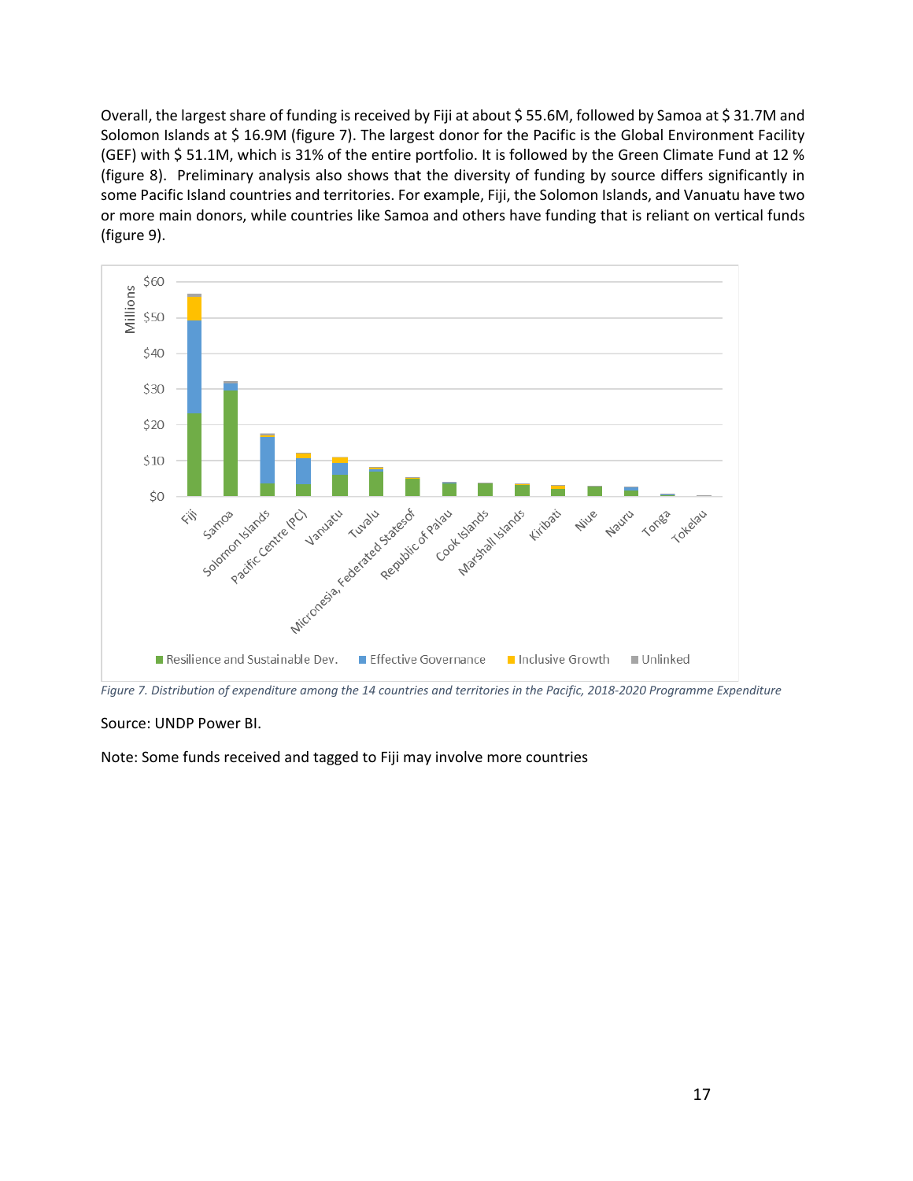Overall, the largest share of funding is received by Fiji at about $ 55.6M, followed by Samoa at $ 31.7M and Solomon Islands at $ 16.9M (figure 7). The largest donor for the Pacific is the Global Environment Facility (GEF) with $ 51.1M, which is 31% of the entire portfolio. It is followed by the Green Climate Fund at 12 % (figure 8). Preliminary analysis also shows that the diversity of funding by source differs significantly in some Pacific Island countries and territories. For example, Fiji, the Solomon Islands, and Vanuatu have two or more main donors, while countries like Samoa and others have funding that is reliant on vertical funds (figure 9).

*Figure 7. Distribution of expenditure among the 14 countries and territories in the Pacific, 2018-2020 Programme Expenditure*

Source: UNDP Power BI.

Note: Some funds received and tagged to Fiji may involve more countries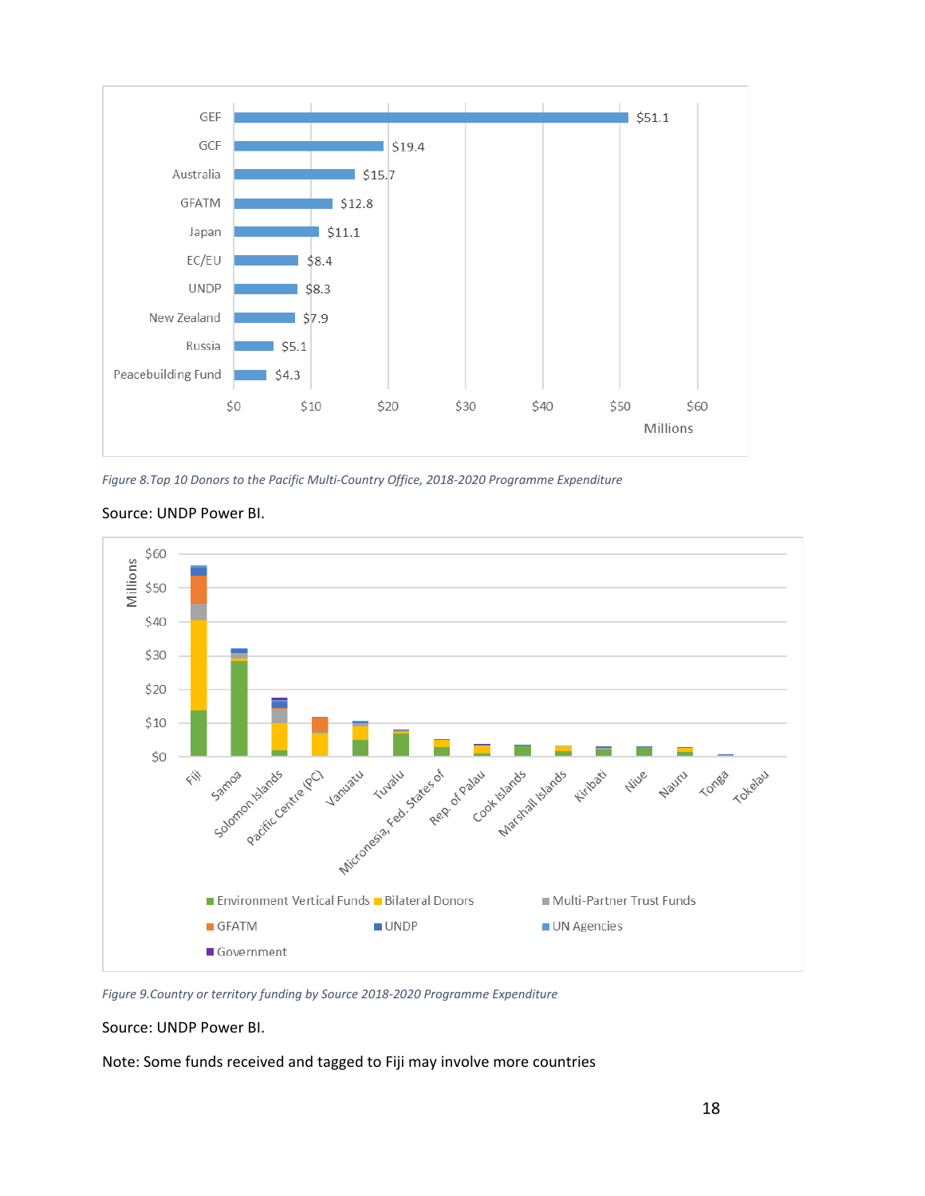*Figure 8.Top 10 Donors to the Pacific Multi-Country Office, 2018-2020 Programme Expenditure*

Source: UNDP Power BI.

*Figure 9.Country or territory funding by Source 2018-2020 Programme Expenditure*

Source: UNDP Power BI.

Note: Some funds received and tagged to Fiji may involve more countries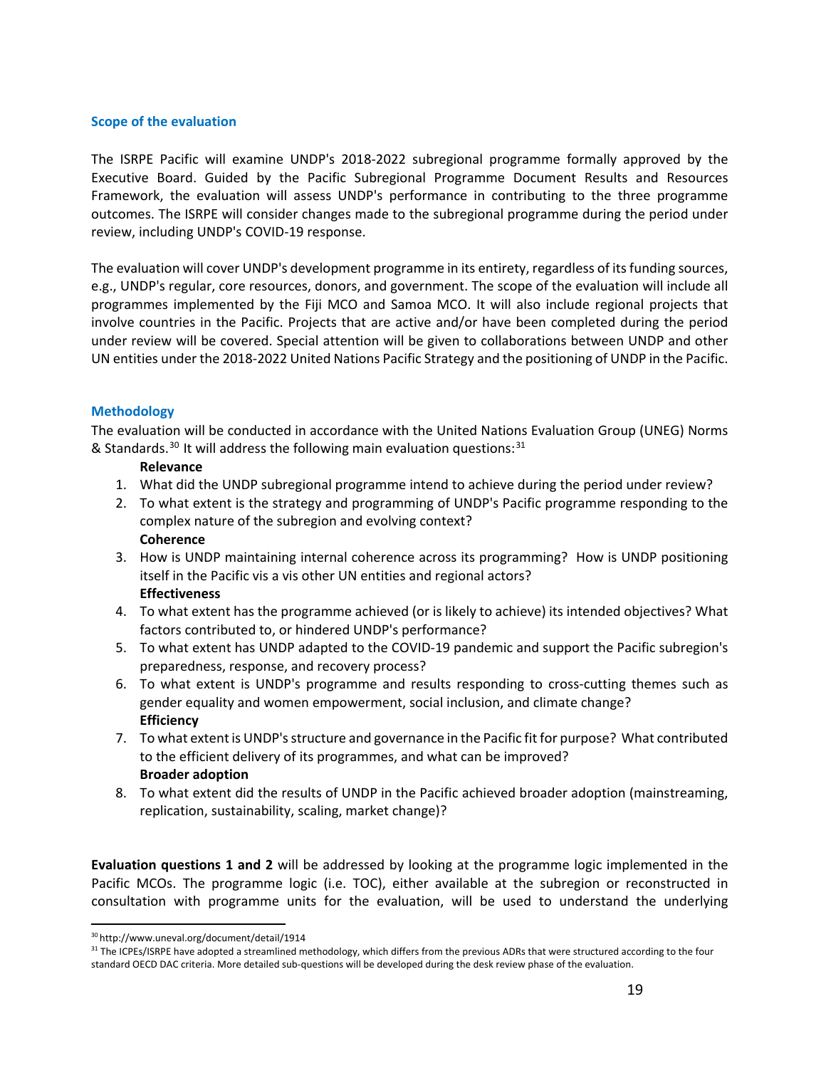### Scope of the evaluation

The ISRPE Pacific will examine UNDP's 2018-2022 subregional programme formally approved by the Executive Board. Guided by the Pacific Subregional Programme Document Results and Resources Framework, the evaluation will assess UNDP's performance in contributing to the three programme outcomes. The ISRPE will consider changes made to the subregional programme during the period under review, including UNDP's COVID-19 response.

The evaluation will cover UNDP's development programme in its entirety, regardless of its funding sources, e.g., UNDP's regular, core resources, donors, and government. The scope of the evaluation will include all programmes implemented by the Fiji MCO and Samoa MCO. It will also include regional projects that involve countries in the Pacific. Projects that are active and/or have been completed during the period under review will be covered. Special attention will be given to collaborations between UNDP and other UN entities under the 2018-2022 United Nations Pacific Strategy and the positioning of UNDP in the Pacific.

### Methodology

The evaluation will be conducted in accordance with the United Nations Evaluation Group (UNEG) Norms & Standards.[30] It will address the following main evaluation questions:[31]

**Relevance**

1. What did the UNDP subregional programme intend to achieve during the period under review?
2. To what extent is the strategy and programming of UNDP's Pacific programme responding to the complex nature of the subregion and evolving context?

**Coherence**

3. How is UNDP maintaining internal coherence across its programming? How is UNDP positioning itself in the Pacific vis a vis other UN entities and regional actors?

**Effectiveness**

4. To what extent has the programme achieved (or is likely to achieve) its intended objectives? What factors contributed to, or hindered UNDP's performance?
5. To what extent has UNDP adapted to the COVID-19 pandemic and support the Pacific subregion's preparedness, response, and recovery process?
6. To what extent is UNDP's programme and results responding to cross-cutting themes such as gender equality and women empowerment, social inclusion, and climate change?

**Efficiency**

7. To what extent is UNDP's structure and governance in the Pacific fit for purpose? What contributed to the efficient delivery of its programmes, and what can be improved?

**Broader adoption**

8. To what extent did the results of UNDP in the Pacific achieved broader adoption (mainstreaming, replication, sustainability, scaling, market change)?

**Evaluation questions 1 and 2** will be addressed by looking at the programme logic implemented in the Pacific MCOs. The programme logic (i.e. TOC), either available at the subregion or reconstructed in consultation with programme units for the evaluation, will be used to understand the underlying

---

[30] http://www.uneval.org/document/detail/1914

[31] The ICPEs/ISRPE have adopted a streamlined methodology, which differs from the previous ADRs that were structured according to the four standard OECD DAC criteria. More detailed sub-questions will be developed during the desk review phase of the evaluation.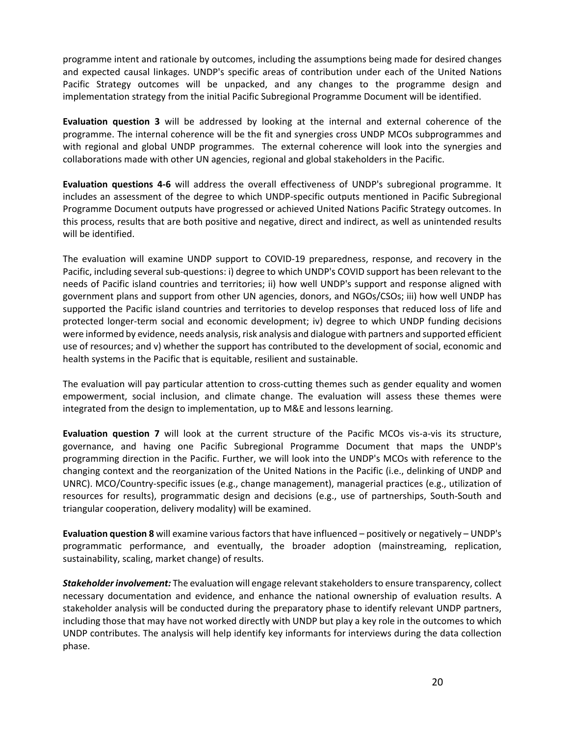programme intent and rationale by outcomes, including the assumptions being made for desired changes and expected causal linkages. UNDP's specific areas of contribution under each of the United Nations Pacific Strategy outcomes will be unpacked, and any changes to the programme design and implementation strategy from the initial Pacific Subregional Programme Document will be identified.

**Evaluation question 3** will be addressed by looking at the internal and external coherence of the programme. The internal coherence will be the fit and synergies cross UNDP MCOs subprogrammes and with regional and global UNDP programmes. The external coherence will look into the synergies and collaborations made with other UN agencies, regional and global stakeholders in the Pacific.

**Evaluation questions 4-6** will address the overall effectiveness of UNDP's subregional programme. It includes an assessment of the degree to which UNDP-specific outputs mentioned in Pacific Subregional Programme Document outputs have progressed or achieved United Nations Pacific Strategy outcomes. In this process, results that are both positive and negative, direct and indirect, as well as unintended results will be identified.

The evaluation will examine UNDP support to COVID-19 preparedness, response, and recovery in the Pacific, including several sub-questions: i) degree to which UNDP's COVID support has been relevant to the needs of Pacific island countries and territories; ii) how well UNDP's support and response aligned with government plans and support from other UN agencies, donors, and NGOs/CSOs; iii) how well UNDP has supported the Pacific island countries and territories to develop responses that reduced loss of life and protected longer-term social and economic development; iv) degree to which UNDP funding decisions were informed by evidence, needs analysis, risk analysis and dialogue with partners and supported efficient use of resources; and v) whether the support has contributed to the development of social, economic and health systems in the Pacific that is equitable, resilient and sustainable.

The evaluation will pay particular attention to cross-cutting themes such as gender equality and women empowerment, social inclusion, and climate change. The evaluation will assess these themes were integrated from the design to implementation, up to M&E and lessons learning.

**Evaluation question 7** will look at the current structure of the Pacific MCOs vis-a-vis its structure, governance, and having one Pacific Subregional Programme Document that maps the UNDP's programming direction in the Pacific. Further, we will look into the UNDP's MCOs with reference to the changing context and the reorganization of the United Nations in the Pacific (i.e., delinking of UNDP and UNRC). MCO/Country-specific issues (e.g., change management), managerial practices (e.g., utilization of resources for results), programmatic design and decisions (e.g., use of partnerships, South-South and triangular cooperation, delivery modality) will be examined.

**Evaluation question 8** will examine various factors that have influenced – positively or negatively – UNDP's programmatic performance, and eventually, the broader adoption (mainstreaming, replication, sustainability, scaling, market change) of results.

***Stakeholder involvement:*** The evaluation will engage relevant stakeholders to ensure transparency, collect necessary documentation and evidence, and enhance the national ownership of evaluation results. A stakeholder analysis will be conducted during the preparatory phase to identify relevant UNDP partners, including those that may have not worked directly with UNDP but play a key role in the outcomes to which UNDP contributes. The analysis will help identify key informants for interviews during the data collection phase.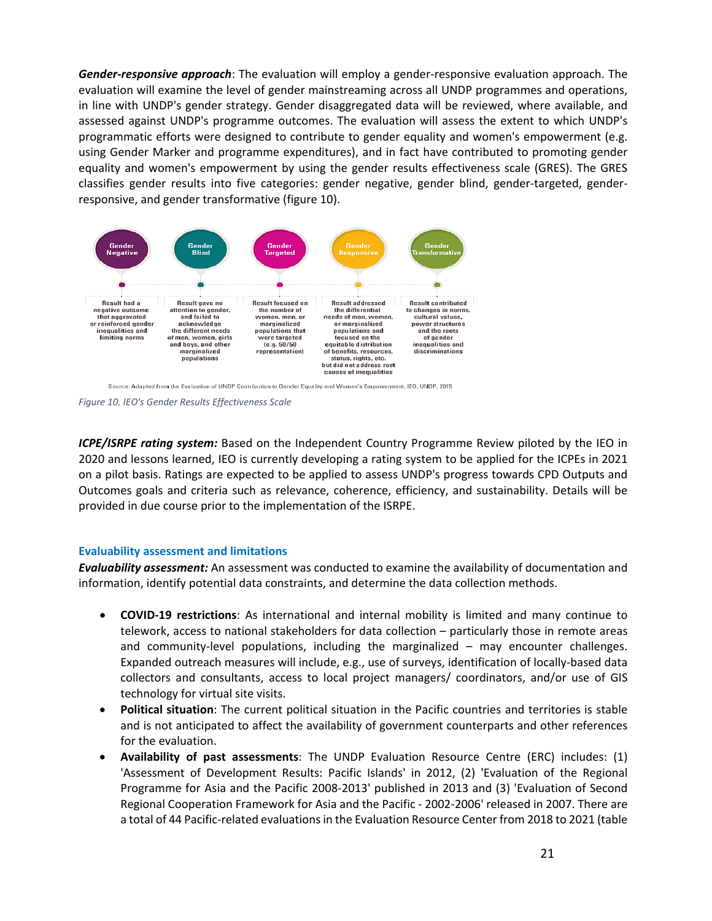***Gender-responsive approach***: The evaluation will employ a gender-responsive evaluation approach. The evaluation will examine the level of gender mainstreaming across all UNDP programmes and operations, in line with UNDP's gender strategy. Gender disaggregated data will be reviewed, where available, and assessed against UNDP's programme outcomes. The evaluation will assess the extent to which UNDP's programmatic efforts were designed to contribute to gender equality and women's empowerment (e.g. using Gender Marker and programme expenditures), and in fact have contributed to promoting gender equality and women's empowerment by using the gender results effectiveness scale (GRES). The GRES classifies gender results into five categories: gender negative, gender blind, gender-targeted, gender-responsive, and gender transformative (figure 10).

| Gender Negative | Gender Blind | Gender Targeted | Gender Responsive | Gender Transformative |
|---|---|---|---|---|
| Result had a negative outcome that aggravated or reinforced gender inequalities and limiting norms | Result gave no attention to gender, and failed to acknowledge the different needs of men, women, girls and boys, and other marginalized populations | Result focused on the number of women, men, or marginalized populations that were targeted (e.g. 50/50 representation) | Result addressed the differential needs of men, women, or marginalized populations and focused on the equitable distribution of benefits, resources, status, rights, etc. but did not address root causes of inequalities | Result contributed to changes in norms, cultural values, power structures and the roots of gender inequalities and discriminations |

Source: Adapted from the Evaluation of UNDP Contribution to Gender Equality and Women's Empowerment, IEO, UNDP, 2015

*Figure 10. IEO's Gender Results Effectiveness Scale*

***ICPE/ISRPE rating system:*** Based on the Independent Country Programme Review piloted by the IEO in 2020 and lessons learned, IEO is currently developing a rating system to be applied for the ICPEs in 2021 on a pilot basis. Ratings are expected to be applied to assess UNDP's progress towards CPD Outputs and Outcomes goals and criteria such as relevance, coherence, efficiency, and sustainability. Details will be provided in due course prior to the implementation of the ISRPE.

### Evaluability assessment and limitations

***Evaluability assessment:*** An assessment was conducted to examine the availability of documentation and information, identify potential data constraints, and determine the data collection methods.

- **COVID-19 restrictions**: As international and internal mobility is limited and many continue to telework, access to national stakeholders for data collection – particularly those in remote areas and community-level populations, including the marginalized – may encounter challenges. Expanded outreach measures will include, e.g., use of surveys, identification of locally-based data collectors and consultants, access to local project managers/ coordinators, and/or use of GIS technology for virtual site visits.
- **Political situation**: The current political situation in the Pacific countries and territories is stable and is not anticipated to affect the availability of government counterparts and other references for the evaluation.
- **Availability of past assessments**: The UNDP Evaluation Resource Centre (ERC) includes: (1) 'Assessment of Development Results: Pacific Islands' in 2012, (2) 'Evaluation of the Regional Programme for Asia and the Pacific 2008-2013' published in 2013 and (3) 'Evaluation of Second Regional Cooperation Framework for Asia and the Pacific - 2002-2006' released in 2007. There are a total of 44 Pacific-related evaluations in the Evaluation Resource Center from 2018 to 2021 (table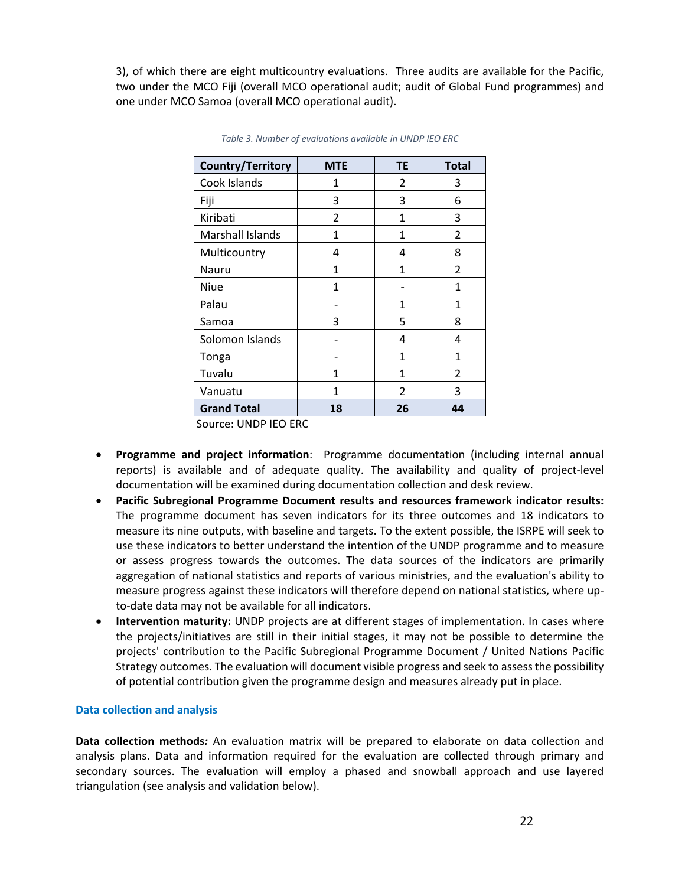3), of which there are eight multicountry evaluations. Three audits are available for the Pacific, two under the MCO Fiji (overall MCO operational audit; audit of Global Fund programmes) and one under MCO Samoa (overall MCO operational audit).

*Table 3. Number of evaluations available in UNDP IEO ERC*

| Country/Territory | MTE | TE | Total |
|---|---|---|---|
| Cook Islands | 1 | 2 | 3 |
| Fiji | 3 | 3 | 6 |
| Kiribati | 2 | 1 | 3 |
| Marshall Islands | 1 | 1 | 2 |
| Multicountry | 4 | 4 | 8 |
| Nauru | 1 | 1 | 2 |
| Niue | 1 | - | 1 |
| Palau | - | 1 | 1 |
| Samoa | 3 | 5 | 8 |
| Solomon Islands | - | 4 | 4 |
| Tonga | - | 1 | 1 |
| Tuvalu | 1 | 1 | 2 |
| Vanuatu | 1 | 2 | 3 |
| **Grand Total** | **18** | **26** | **44** |

Source: UNDP IEO ERC

- **Programme and project information**: Programme documentation (including internal annual reports) is available and of adequate quality. The availability and quality of project-level documentation will be examined during documentation collection and desk review.
- **Pacific Subregional Programme Document results and resources framework indicator results:** The programme document has seven indicators for its three outcomes and 18 indicators to measure its nine outputs, with baseline and targets. To the extent possible, the ISRPE will seek to use these indicators to better understand the intention of the UNDP programme and to measure or assess progress towards the outcomes. The data sources of the indicators are primarily aggregation of national statistics and reports of various ministries, and the evaluation's ability to measure progress against these indicators will therefore depend on national statistics, where up-to-date data may not be available for all indicators.
- **Intervention maturity:** UNDP projects are at different stages of implementation. In cases where the projects/initiatives are still in their initial stages, it may not be possible to determine the projects' contribution to the Pacific Subregional Programme Document / United Nations Pacific Strategy outcomes. The evaluation will document visible progress and seek to assess the possibility of potential contribution given the programme design and measures already put in place.

### Data collection and analysis

**Data collection methods*:*** An evaluation matrix will be prepared to elaborate on data collection and analysis plans. Data and information required for the evaluation are collected through primary and secondary sources. The evaluation will employ a phased and snowball approach and use layered triangulation (see analysis and validation below).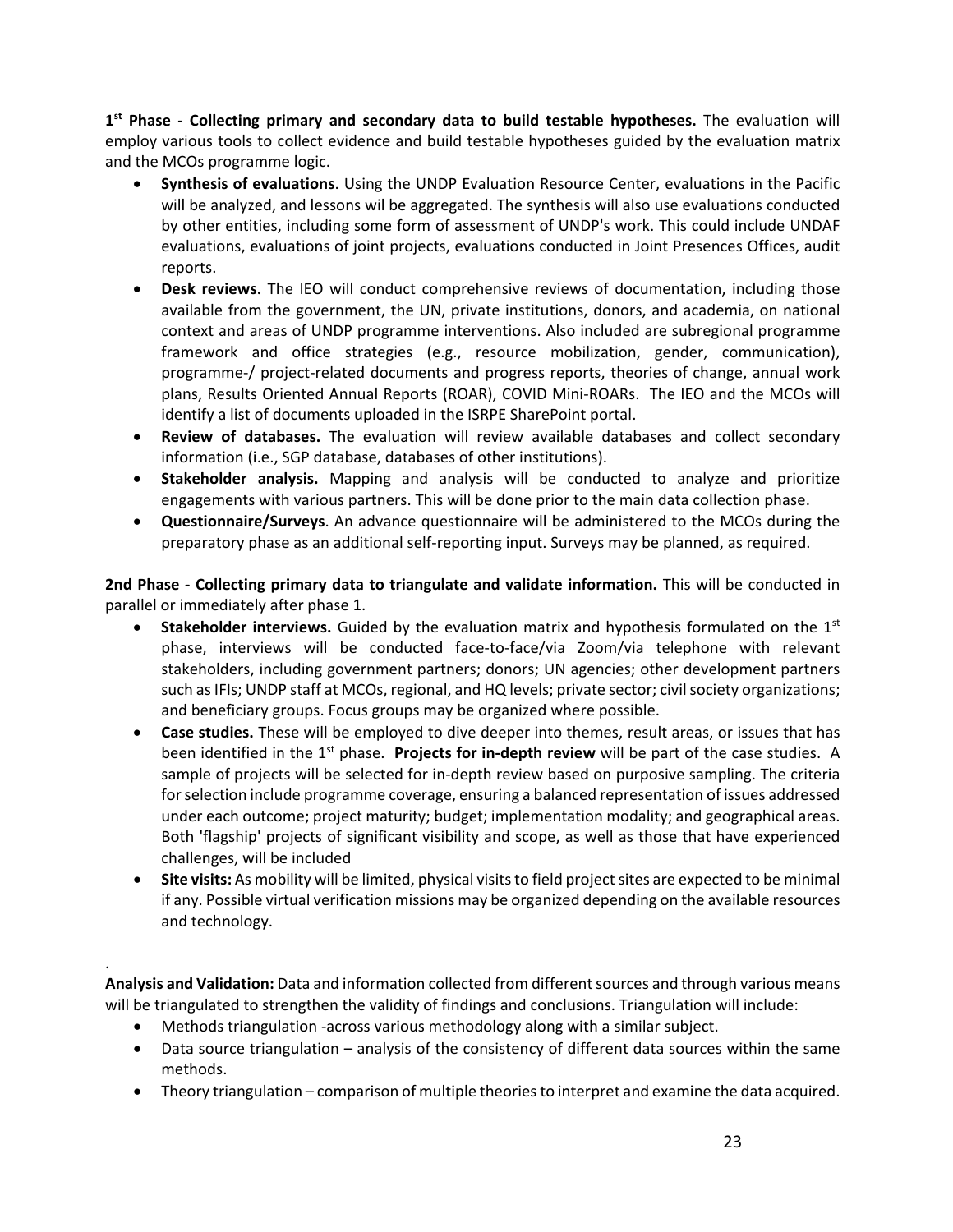**1st Phase - Collecting primary and secondary data to build testable hypotheses.** The evaluation will employ various tools to collect evidence and build testable hypotheses guided by the evaluation matrix and the MCOs programme logic.

- **Synthesis of evaluations**. Using the UNDP Evaluation Resource Center, evaluations in the Pacific will be analyzed, and lessons wil be aggregated. The synthesis will also use evaluations conducted by other entities, including some form of assessment of UNDP's work. This could include UNDAF evaluations, evaluations of joint projects, evaluations conducted in Joint Presences Offices, audit reports.
- **Desk reviews.** The IEO will conduct comprehensive reviews of documentation, including those available from the government, the UN, private institutions, donors, and academia, on national context and areas of UNDP programme interventions. Also included are subregional programme framework and office strategies (e.g., resource mobilization, gender, communication), programme-/ project-related documents and progress reports, theories of change, annual work plans, Results Oriented Annual Reports (ROAR), COVID Mini-ROARs. The IEO and the MCOs will identify a list of documents uploaded in the ISRPE SharePoint portal.
- **Review of databases.** The evaluation will review available databases and collect secondary information (i.e., SGP database, databases of other institutions).
- **Stakeholder analysis.** Mapping and analysis will be conducted to analyze and prioritize engagements with various partners. This will be done prior to the main data collection phase.
- **Questionnaire/Surveys**. An advance questionnaire will be administered to the MCOs during the preparatory phase as an additional self-reporting input. Surveys may be planned, as required.

**2nd Phase - Collecting primary data to triangulate and validate information.** This will be conducted in parallel or immediately after phase 1.

- **Stakeholder interviews.** Guided by the evaluation matrix and hypothesis formulated on the 1st phase, interviews will be conducted face-to-face/via Zoom/via telephone with relevant stakeholders, including government partners; donors; UN agencies; other development partners such as IFIs; UNDP staff at MCOs, regional, and HQ levels; private sector; civil society organizations; and beneficiary groups. Focus groups may be organized where possible.
- **Case studies.** These will be employed to dive deeper into themes, result areas, or issues that has been identified in the 1st phase. **Projects for in-depth review** will be part of the case studies. A sample of projects will be selected for in-depth review based on purposive sampling. The criteria for selection include programme coverage, ensuring a balanced representation of issues addressed under each outcome; project maturity; budget; implementation modality; and geographical areas. Both 'flagship' projects of significant visibility and scope, as well as those that have experienced challenges, will be included
- **Site visits:** As mobility will be limited, physical visits to field project sites are expected to be minimal if any. Possible virtual verification missions may be organized depending on the available resources and technology.

.

**Analysis and Validation:** Data and information collected from different sources and through various means will be triangulated to strengthen the validity of findings and conclusions. Triangulation will include:

- Methods triangulation -across various methodology along with a similar subject.
- Data source triangulation – analysis of the consistency of different data sources within the same methods.
- Theory triangulation – comparison of multiple theories to interpret and examine the data acquired.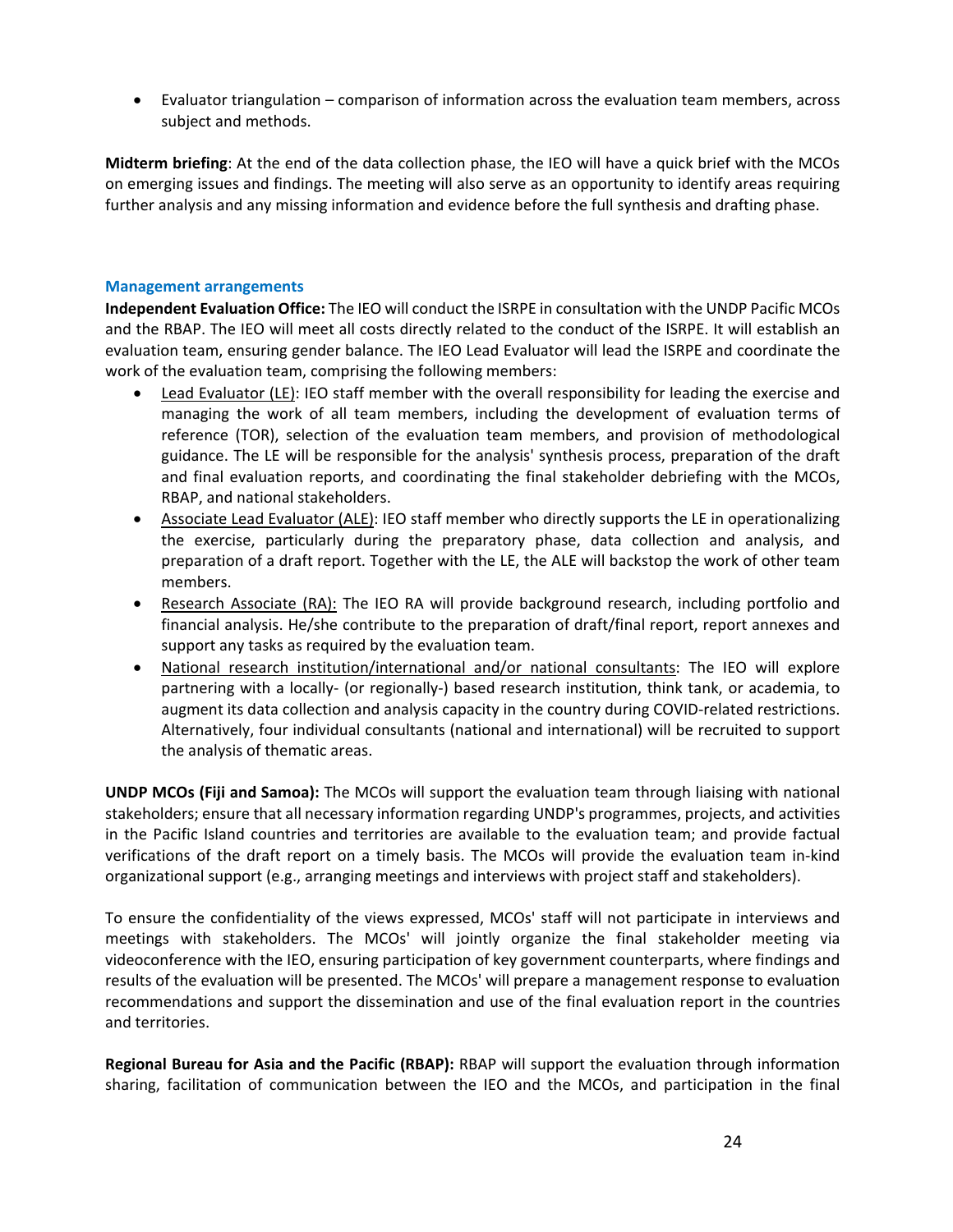- Evaluator triangulation – comparison of information across the evaluation team members, across subject and methods.

**Midterm briefing**: At the end of the data collection phase, the IEO will have a quick brief with the MCOs on emerging issues and findings. The meeting will also serve as an opportunity to identify areas requiring further analysis and any missing information and evidence before the full synthesis and drafting phase.

### Management arrangements

**Independent Evaluation Office:** The IEO will conduct the ISRPE in consultation with the UNDP Pacific MCOs and the RBAP. The IEO will meet all costs directly related to the conduct of the ISRPE. It will establish an evaluation team, ensuring gender balance. The IEO Lead Evaluator will lead the ISRPE and coordinate the work of the evaluation team, comprising the following members:

- Lead Evaluator (LE): IEO staff member with the overall responsibility for leading the exercise and managing the work of all team members, including the development of evaluation terms of reference (TOR), selection of the evaluation team members, and provision of methodological guidance. The LE will be responsible for the analysis' synthesis process, preparation of the draft and final evaluation reports, and coordinating the final stakeholder debriefing with the MCOs, RBAP, and national stakeholders.
- Associate Lead Evaluator (ALE): IEO staff member who directly supports the LE in operationalizing the exercise, particularly during the preparatory phase, data collection and analysis, and preparation of a draft report. Together with the LE, the ALE will backstop the work of other team members.
- Research Associate (RA): The IEO RA will provide background research, including portfolio and financial analysis. He/she contribute to the preparation of draft/final report, report annexes and support any tasks as required by the evaluation team.
- National research institution/international and/or national consultants: The IEO will explore partnering with a locally- (or regionally-) based research institution, think tank, or academia, to augment its data collection and analysis capacity in the country during COVID-related restrictions. Alternatively, four individual consultants (national and international) will be recruited to support the analysis of thematic areas.

**UNDP MCOs (Fiji and Samoa):** The MCOs will support the evaluation team through liaising with national stakeholders; ensure that all necessary information regarding UNDP's programmes, projects, and activities in the Pacific Island countries and territories are available to the evaluation team; and provide factual verifications of the draft report on a timely basis. The MCOs will provide the evaluation team in-kind organizational support (e.g., arranging meetings and interviews with project staff and stakeholders).

To ensure the confidentiality of the views expressed, MCOs' staff will not participate in interviews and meetings with stakeholders. The MCOs' will jointly organize the final stakeholder meeting via videoconference with the IEO, ensuring participation of key government counterparts, where findings and results of the evaluation will be presented. The MCOs' will prepare a management response to evaluation recommendations and support the dissemination and use of the final evaluation report in the countries and territories.

**Regional Bureau for Asia and the Pacific (RBAP):** RBAP will support the evaluation through information sharing, facilitation of communication between the IEO and the MCOs, and participation in the final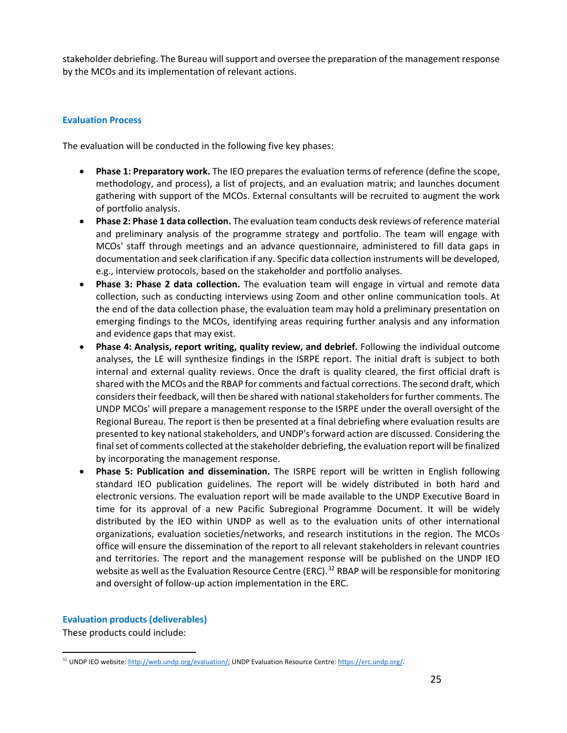stakeholder debriefing. The Bureau will support and oversee the preparation of the management response by the MCOs and its implementation of relevant actions.

### Evaluation Process

The evaluation will be conducted in the following five key phases:

- **Phase 1: Preparatory work.** The IEO prepares the evaluation terms of reference (define the scope, methodology, and process), a list of projects, and an evaluation matrix; and launches document gathering with support of the MCOs. External consultants will be recruited to augment the work of portfolio analysis.
- **Phase 2: Phase 1 data collection.** The evaluation team conducts desk reviews of reference material and preliminary analysis of the programme strategy and portfolio. The team will engage with MCOs' staff through meetings and an advance questionnaire, administered to fill data gaps in documentation and seek clarification if any. Specific data collection instruments will be developed, e.g., interview protocols, based on the stakeholder and portfolio analyses.
- **Phase 3: Phase 2 data collection.** The evaluation team will engage in virtual and remote data collection, such as conducting interviews using Zoom and other online communication tools. At the end of the data collection phase, the evaluation team may hold a preliminary presentation on emerging findings to the MCOs, identifying areas requiring further analysis and any information and evidence gaps that may exist.
- **Phase 4: Analysis, report writing, quality review, and debrief.** Following the individual outcome analyses, the LE will synthesize findings in the ISRPE report. The initial draft is subject to both internal and external quality reviews. Once the draft is quality cleared, the first official draft is shared with the MCOs and the RBAP for comments and factual corrections. The second draft, which considers their feedback, will then be shared with national stakeholders for further comments. The UNDP MCOs' will prepare a management response to the ISRPE under the overall oversight of the Regional Bureau. The report is then be presented at a final debriefing where evaluation results are presented to key national stakeholders, and UNDP's forward action are discussed. Considering the final set of comments collected at the stakeholder debriefing, the evaluation report will be finalized by incorporating the management response.
- **Phase 5: Publication and dissemination.** The ISRPE report will be written in English following standard IEO publication guidelines. The report will be widely distributed in both hard and electronic versions. The evaluation report will be made available to the UNDP Executive Board in time for its approval of a new Pacific Subregional Programme Document. It will be widely distributed by the IEO within UNDP as well as to the evaluation units of other international organizations, evaluation societies/networks, and research institutions in the region. The MCOs office will ensure the dissemination of the report to all relevant stakeholders in relevant countries and territories. The report and the management response will be published on the UNDP IEO website as well as the Evaluation Resource Centre (ERC).[32] RBAP will be responsible for monitoring and oversight of follow-up action implementation in the ERC.

### Evaluation products (deliverables)

These products could include:

[32] UNDP IEO website: http://web.undp.org/evaluation/; UNDP Evaluation Resource Centre: https://erc.undp.org/.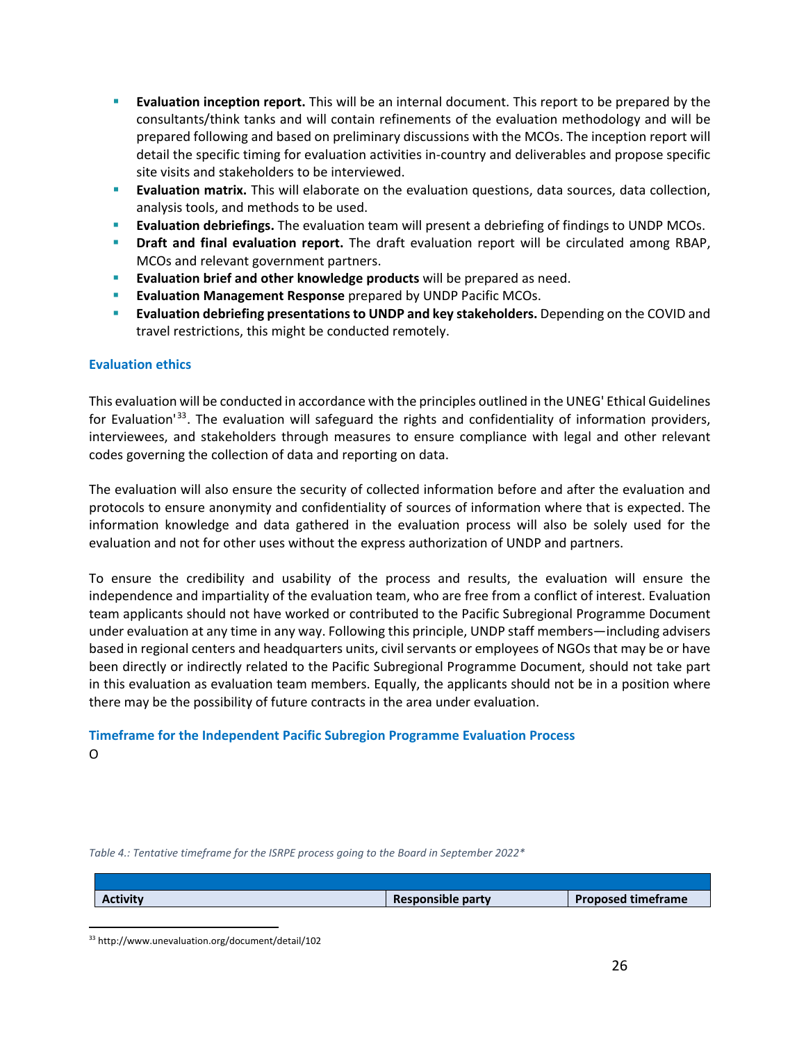- **Evaluation inception report.** This will be an internal document. This report to be prepared by the consultants/think tanks and will contain refinements of the evaluation methodology and will be prepared following and based on preliminary discussions with the MCOs. The inception report will detail the specific timing for evaluation activities in-country and deliverables and propose specific site visits and stakeholders to be interviewed.
- **Evaluation matrix.** This will elaborate on the evaluation questions, data sources, data collection, analysis tools, and methods to be used.
- **Evaluation debriefings.** The evaluation team will present a debriefing of findings to UNDP MCOs.
- **Draft and final evaluation report.** The draft evaluation report will be circulated among RBAP, MCOs and relevant government partners.
- **Evaluation brief and other knowledge products** will be prepared as need.
- **Evaluation Management Response** prepared by UNDP Pacific MCOs.
- **Evaluation debriefing presentations to UNDP and key stakeholders.** Depending on the COVID and travel restrictions, this might be conducted remotely.

### Evaluation ethics

This evaluation will be conducted in accordance with the principles outlined in the UNEG' Ethical Guidelines for Evaluation'[33]. The evaluation will safeguard the rights and confidentiality of information providers, interviewees, and stakeholders through measures to ensure compliance with legal and other relevant codes governing the collection of data and reporting on data.

The evaluation will also ensure the security of collected information before and after the evaluation and protocols to ensure anonymity and confidentiality of sources of information where that is expected. The information knowledge and data gathered in the evaluation process will also be solely used for the evaluation and not for other uses without the express authorization of UNDP and partners.

To ensure the credibility and usability of the process and results, the evaluation will ensure the independence and impartiality of the evaluation team, who are free from a conflict of interest. Evaluation team applicants should not have worked or contributed to the Pacific Subregional Programme Document under evaluation at any time in any way. Following this principle, UNDP staff members—including advisers based in regional centers and headquarters units, civil servants or employees of NGOs that may be or have been directly or indirectly related to the Pacific Subregional Programme Document, should not take part in this evaluation as evaluation team members. Equally, the applicants should not be in a position where there may be the possibility of future contracts in the area under evaluation.

### Timeframe for the Independent Pacific Subregion Programme Evaluation Process

O

*Table 4.: Tentative timeframe for the ISRPE process going to the Board in September 2022**

| Activity | Responsible party | Proposed timeframe |
|---|---|---|

[33] http://www.unevaluation.org/document/detail/102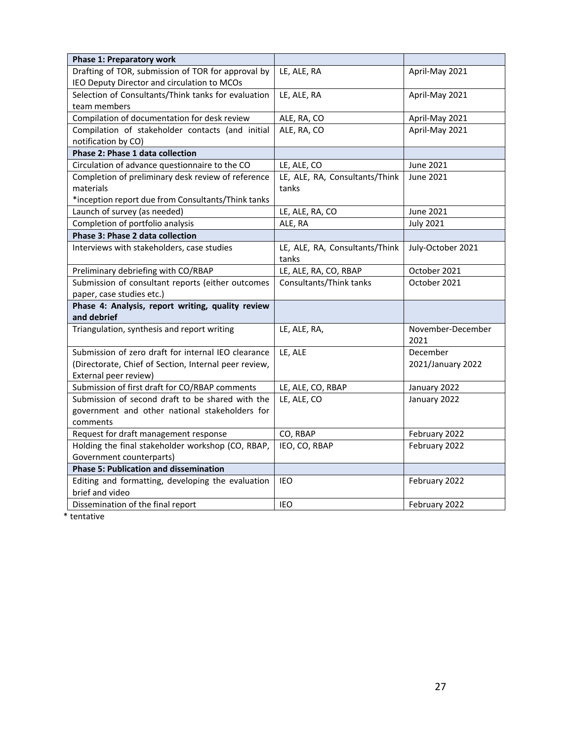| | | |
|---|---|---|
| **Phase 1: Preparatory work** | | |
| Drafting of TOR, submission of TOR for approval by IEO Deputy Director and circulation to MCOs | LE, ALE, RA | April-May 2021 |
| Selection of Consultants/Think tanks for evaluation team members | LE, ALE, RA | April-May 2021 |
| Compilation of documentation for desk review | ALE, RA, CO | April-May 2021 |
| Compilation of stakeholder contacts (and initial notification by CO) | ALE, RA, CO | April-May 2021 |
| **Phase 2: Phase 1 data collection** | | |
| Circulation of advance questionnaire to the CO | LE, ALE, CO | June 2021 |
| Completion of preliminary desk review of reference materials<br>*inception report due from Consultants/Think tanks | LE, ALE, RA, Consultants/Think tanks | June 2021 |
| Launch of survey (as needed) | LE, ALE, RA, CO | June 2021 |
| Completion of portfolio analysis | ALE, RA | July 2021 |
| **Phase 3: Phase 2 data collection** | | |
| Interviews with stakeholders, case studies | LE, ALE, RA, Consultants/Think tanks | July-October 2021 |
| Preliminary debriefing with CO/RBAP | LE, ALE, RA, CO, RBAP | October 2021 |
| Submission of consultant reports (either outcomes paper, case studies etc.) | Consultants/Think tanks | October 2021 |
| **Phase 4: Analysis, report writing, quality review and debrief** | | |
| Triangulation, synthesis and report writing | LE, ALE, RA, | November-December 2021 |
| Submission of zero draft for internal IEO clearance (Directorate, Chief of Section, Internal peer review, External peer review) | LE, ALE | December 2021/January 2022 |
| Submission of first draft for CO/RBAP comments | LE, ALE, CO, RBAP | January 2022 |
| Submission of second draft to be shared with the government and other national stakeholders for comments | LE, ALE, CO | January 2022 |
| Request for draft management response | CO, RBAP | February 2022 |
| Holding the final stakeholder workshop (CO, RBAP, Government counterparts) | IEO, CO, RBAP | February 2022 |
| **Phase 5: Publication and dissemination** | | |
| Editing and formatting, developing the evaluation brief and video | IEO | February 2022 |
| Dissemination of the final report | IEO | February 2022 |

* tentative